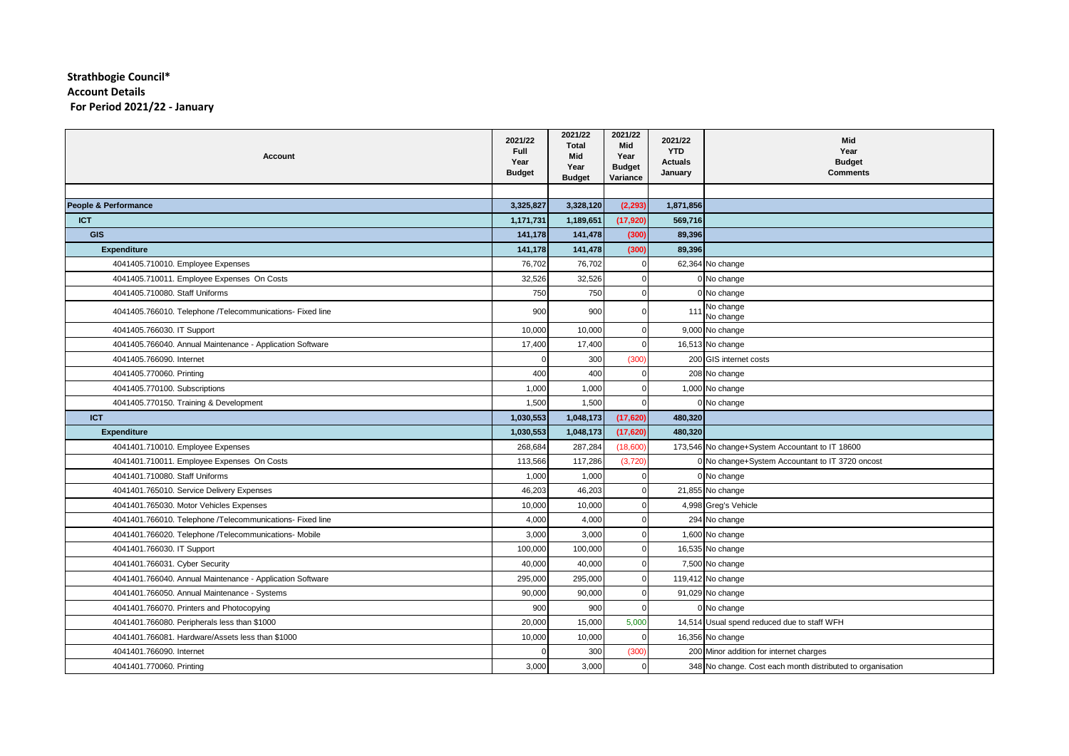**Strathbogie Council***
**Account Details**
**For Period 2021/22 - January**

| Account | 2021/22 Full Year Budget | 2021/22 Total Mid Year Budget | 2021/22 Mid Year Budget Variance | 2021/22 YTD Actuals January | Mid Year Budget Comments |
|---|---|---|---|---|---|
| | | | | | |
| **People & Performance** | **3,325,827** | **3,328,120** | **(2,293)** | **1,871,856** | |
| **ICT** | **1,171,731** | **1,189,651** | **(17,920)** | **569,716** | |
| **GIS** | **141,178** | **141,478** | **(300)** | **89,396** | |
| **Expenditure** | **141,178** | **141,478** | **(300)** | **89,396** | |
| 4041405.710010. Employee Expenses | 76,702 | 76,702 | 0 | 62,364 | No change |
| 4041405.710011. Employee Expenses On Costs | 32,526 | 32,526 | 0 | 0 | No change |
| 4041405.710080. Staff Uniforms | 750 | 750 | 0 | 0 | No change |
| 4041405.766010. Telephone /Telecommunications- Fixed line | 900 | 900 | 0 | 111 | No change No change |
| 4041405.766030. IT Support | 10,000 | 10,000 | 0 | 9,000 | No change |
| 4041405.766040. Annual Maintenance - Application Software | 17,400 | 17,400 | 0 | 16,513 | No change |
| 4041405.766090. Internet | 0 | 300 | (300) | 200 | GIS internet costs |
| 4041405.770060. Printing | 400 | 400 | 0 | 208 | No change |
| 4041405.770100. Subscriptions | 1,000 | 1,000 | 0 | 1,000 | No change |
| 4041405.770150. Training & Development | 1,500 | 1,500 | 0 | 0 | No change |
| **ICT** | **1,030,553** | **1,048,173** | **(17,620)** | **480,320** | |
| **Expenditure** | **1,030,553** | **1,048,173** | **(17,620)** | **480,320** | |
| 4041401.710010. Employee Expenses | 268,684 | 287,284 | (18,600) | 173,546 | No change+System Accountant to IT 18600 |
| 4041401.710011. Employee Expenses On Costs | 113,566 | 117,286 | (3,720) | 0 | No change+System Accountant to IT 3720 oncost |
| 4041401.710080. Staff Uniforms | 1,000 | 1,000 | 0 | 0 | No change |
| 4041401.765010. Service Delivery Expenses | 46,203 | 46,203 | 0 | 21,855 | No change |
| 4041401.765030. Motor Vehicles Expenses | 10,000 | 10,000 | 0 | 4,998 | Greg's Vehicle |
| 4041401.766010. Telephone /Telecommunications- Fixed line | 4,000 | 4,000 | 0 | 294 | No change |
| 4041401.766020. Telephone /Telecommunications- Mobile | 3,000 | 3,000 | 0 | 1,600 | No change |
| 4041401.766030. IT Support | 100,000 | 100,000 | 0 | 16,535 | No change |
| 4041401.766031. Cyber Security | 40,000 | 40,000 | 0 | 7,500 | No change |
| 4041401.766040. Annual Maintenance - Application Software | 295,000 | 295,000 | 0 | 119,412 | No change |
| 4041401.766050. Annual Maintenance - Systems | 90,000 | 90,000 | 0 | 91,029 | No change |
| 4041401.766070. Printers and Photocopying | 900 | 900 | 0 | 0 | No change |
| 4041401.766080. Peripherals less than $1000 | 20,000 | 15,000 | 5,000 | 14,514 | Usual spend reduced due to staff WFH |
| 4041401.766081. Hardware/Assets less than $1000 | 10,000 | 10,000 | 0 | 16,356 | No change |
| 4041401.766090. Internet | 0 | 300 | (300) | 200 | Minor addition for internet charges |
| 4041401.770060. Printing | 3,000 | 3,000 | 0 | 348 | No change. Cost each month distributed to organisation |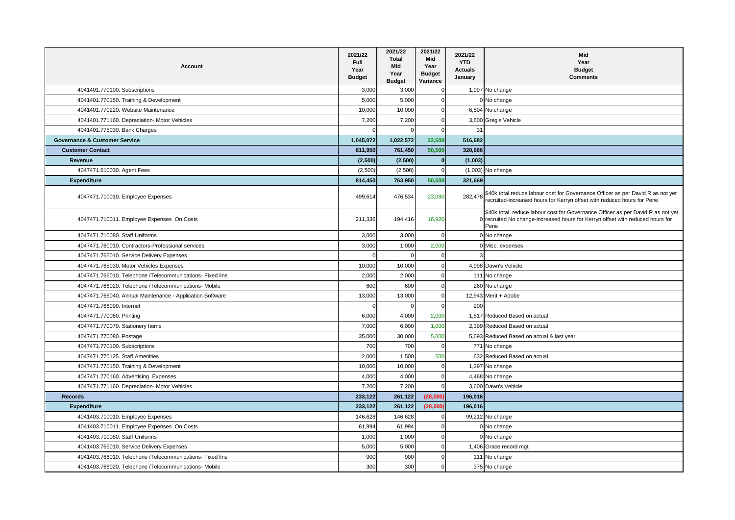| Account | 2021/22 Full Year Budget | 2021/22 Total Mid Year Budget | 2021/22 Mid Year Budget Variance | 2021/22 YTD Actuals January | Mid Year Budget Comments |
|---|---|---|---|---|---|
| 4041401.770100. Subscriptions | 3,000 | 3,000 | 0 | 1,997 | No change |
| 4041401.770150. Training & Development | 5,000 | 5,000 | 0 | 0 | No change |
| 4041401.770220. Website Maintenance | 10,000 | 10,000 | 0 | 6,504 | No change |
| 4041401.771160. Depreciation- Motor Vehicles | 7,200 | 7,200 | 0 | 3,600 | Greg's Vehicle |
| 4041401.775030. Bank Charges | 0 | 0 | 0 | 31 | |
| **Governance & Customer Service** | **1,045,072** | **1,022,572** | **22,500** | **516,682** | |
| **Customer Contact** | **811,950** | **761,450** | **50,500** | **320,666** | |
| **Revenue** | **(2,500)** | **(2,500)** | **0** | **(1,003)** | |
| 4047471.610030. Agent Fees | (2,500) | (2,500) | 0 | (1,003) | No change |
| **Expenditure** | **814,450** | **763,950** | **50,500** | **321,669** | |
| 4047471.710010. Employee Expenses | 499,614 | 476,534 | 23,080 | 282,478 | $40k total reduce labour cost for Governance Officer as per David R as not yet recruited-increased hours for Kerryn offset with reduced hours for Pene |
| 4047471.710011. Employee Expenses On Costs | 211,336 | 194,416 | 16,920 | 0 | $40k total reduce labour cost for Governance Officer as per David R as not yet recruited No change-increased hours for Kerryn offset with reduced hours for Pene |
| 4047471.710080. Staff Uniforms | 3,000 | 3,000 | 0 | 0 | No change |
| 4047471.760010. Contractors-Professional services | 3,000 | 1,000 | 2,000 | 0 | Misc. expenses |
| 4047471.765010. Service Delivery Expenses | 0 | 0 | 0 | 3 | |
| 4047471.765030. Motor Vehicles Expenses | 10,000 | 10,000 | 0 | 4,998 | Dawn's Vehicle |
| 4047471.766010. Telephone /Telecommunications- Fixed line | 2,000 | 2,000 | 0 | 111 | No change |
| 4047471.766020. Telephone /Telecommunications- Mobile | 600 | 600 | 0 | 260 | No change |
| 4047471.766040. Annual Maintenance - Application Software | 13,000 | 13,000 | 0 | 12,943 | Merit + Adobe |
| 4047471.766090. Internet | 0 | 0 | 0 | 200 | |
| 4047471.770060. Printing | 6,000 | 4,000 | 2,000 | 1,817 | Reduced Based on actual |
| 4047471.770070. Stationery Items | 7,000 | 6,000 | 1,000 | 2,399 | Reduced Based on actual |
| 4047471.770080. Postage | 35,000 | 30,000 | 5,000 | 5,693 | Reduced Based on actual & last year |
| 4047471.770100. Subscriptions | 700 | 700 | 0 | 771 | No change |
| 4047471.770125. Staff Amenities | 2,000 | 1,500 | 500 | 632 | Reduced Based on actual |
| 4047471.770150. Training & Development | 10,000 | 10,000 | 0 | 1,297 | No change |
| 4047471.770160. Advertising Expenses | 4,000 | 4,000 | 0 | 4,468 | No change |
| 4047471.771160. Depreciation- Motor Vehicles | 7,200 | 7,200 | 0 | 3,600 | Dawn's Vehicle |
| **Records** | **233,122** | **261,122** | **(28,000)** | **196,016** | |
| **Expenditure** | **233,122** | **261,122** | **(28,000)** | **196,016** | |
| 4041403.710010. Employee Expenses | 146,628 | 146,628 | 0 | 99,212 | No change |
| 4041403.710011. Employee Expenses On Costs | 61,994 | 61,994 | 0 | 0 | No change |
| 4041403.710080. Staff Uniforms | 1,000 | 1,000 | 0 | 0 | No change |
| 4041403.765010. Service Delivery Expenses | 5,000 | 5,000 | 0 | 1,406 | Grace record mgt |
| 4041403.766010. Telephone /Telecommunications- Fixed line | 900 | 900 | 0 | 111 | No change |
| 4041403.766020. Telephone /Telecommunications- Mobile | 300 | 300 | 0 | 375 | No change |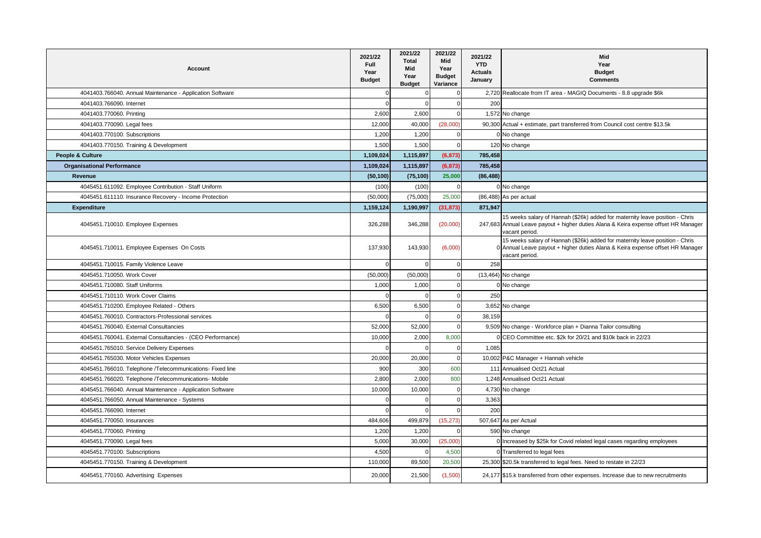| Account | 2021/22 Full Year Budget | 2021/22 Total Mid Year Budget | 2021/22 Mid Year Budget Variance | 2021/22 YTD Actuals January | Mid Year Budget Comments |
|---|---|---|---|---|---|
| 4041403.766040. Annual Maintenance - Application Software | 0 | 0 | 0 | 2,720 | Reallocate from IT area - MAGIQ Documents - 8.8 upgrade $6k |
| 4041403.766090. Internet | 0 | 0 | 0 | 200 | |
| 4041403.770060. Printing | 2,600 | 2,600 | 0 | 1,572 | No change |
| 4041403.770090. Legal fees | 12,000 | 40,000 | (28,000) | 90,300 | Actual + estimate, part transferred from Council cost centre $13.5k |
| 4041403.770100. Subscriptions | 1,200 | 1,200 | 0 | 0 | No change |
| 4041403.770150. Training & Development | 1,500 | 1,500 | 0 | 120 | No change |
| **People & Culture** | **1,109,024** | **1,115,897** | **(6,873)** | **785,458** | |
| **Organisational Performance** | **1,109,024** | **1,115,897** | **(6,873)** | **785,458** | |
| **Revenue** | **(50,100)** | **(75,100)** | **25,000** | **(86,488)** | |
| 4045451.611092. Employee Contribution - Staff Uniform | (100) | (100) | 0 | 0 | No change |
| 4045451.611110. Insurance Recovery - Income Protection | (50,000) | (75,000) | 25,000 | (86,488) | As per actual |
| **Expenditure** | **1,159,124** | **1,190,997** | **(31,873)** | **871,947** | |
| 4045451.710010. Employee Expenses | 326,288 | 346,288 | (20,000) | 247,683 | 15 weeks salary of Hannah ($26k) added for maternity leave position - Chris Annual Leave payout + higher duties Alana & Keira expense offset HR Manager vacant period. |
| 4045451.710011. Employee Expenses On Costs | 137,930 | 143,930 | (6,000) | 0 | 15 weeks salary of Hannah ($26k) added for maternity leave position - Chris Annual Leave payout + higher duties Alana & Keira expense offset HR Manager vacant period. |
| 4045451.710015. Family Violence Leave | 0 | 0 | 0 | 258 | |
| 4045451.710050. Work Cover | (50,000) | (50,000) | 0 | (13,464) | No change |
| 4045451.710080. Staff Uniforms | 1,000 | 1,000 | 0 | 0 | No change |
| 4045451.710110. Work Cover Claims | 0 | 0 | 0 | 250 | |
| 4045451.710200. Employee Related - Others | 6,500 | 6,500 | 0 | 3,652 | No change |
| 4045451.760010. Contractors-Professional services | 0 | 0 | 0 | 38,159 | |
| 4045451.760040. External Consultancies | 52,000 | 52,000 | 0 | 9,509 | No change - Workforce plan + Dianna Tailor consulting |
| 4045451.760041. External Consultancies - (CEO Performance) | 10,000 | 2,000 | 8,000 | 0 | CEO Committee etc. $2k for 20/21 and $10k back in 22/23 |
| 4045451.765010. Service Delivery Expenses | 0 | 0 | 0 | 1,085 | |
| 4045451.765030. Motor Vehicles Expenses | 20,000 | 20,000 | 0 | 10,002 | P&C Manager + Hannah vehicle |
| 4045451.766010. Telephone /Telecommunications- Fixed line | 900 | 300 | 600 | 111 | Annualised Oct21 Actual |
| 4045451.766020. Telephone /Telecommunications- Mobile | 2,800 | 2,000 | 800 | 1,248 | Annualised Oct21 Actual |
| 4045451.766040. Annual Maintenance - Application Software | 10,000 | 10,000 | 0 | 4,730 | No change |
| 4045451.766050. Annual Maintenance - Systems | 0 | 0 | 0 | 3,363 | |
| 4045451.766090. Internet | 0 | 0 | 0 | 200 | |
| 4045451.770050. Insurances | 484,606 | 499,879 | (15,273) | 507,647 | As per Actual |
| 4045451.770060. Printing | 1,200 | 1,200 | 0 | 590 | No change |
| 4045451.770090. Legal fees | 5,000 | 30,000 | (25,000) | 0 | Increased by $25k for Covid related legal cases regarding employees |
| 4045451.770100. Subscriptions | 4,500 | 0 | 4,500 | 0 | Transferred to legal fees |
| 4045451.770150. Training & Development | 110,000 | 89,500 | 20,500 | 25,300 | $20.5k transferred to legal fees. Need to restate in 22/23 |
| 4045451.770160. Advertising Expenses | 20,000 | 21,500 | (1,500) | 24,177 | $15.k transferred from other expenses. Increase due to new recruitments |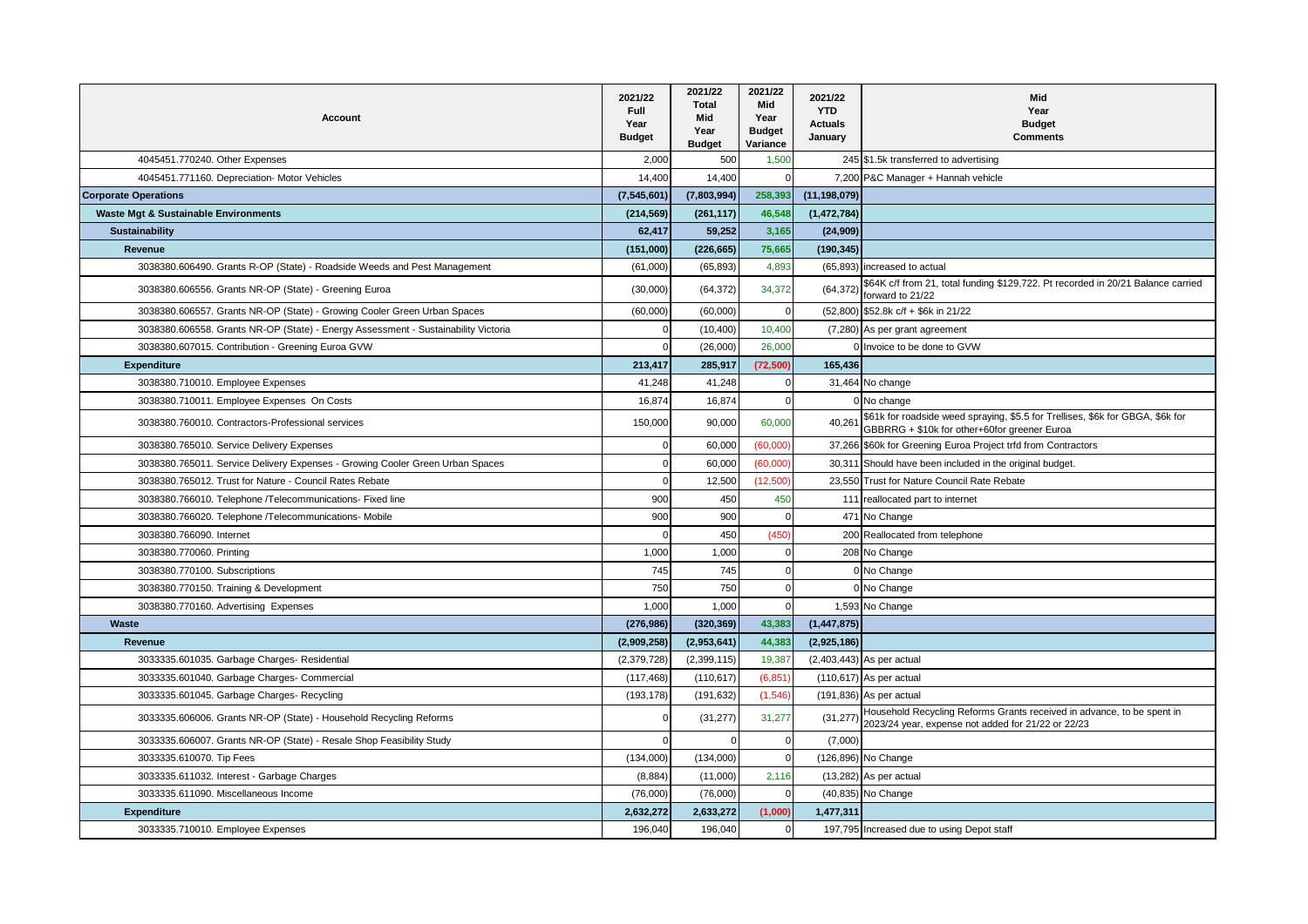| Account | 2021/22 Full Year Budget | 2021/22 Total Mid Year Budget | 2021/22 Mid Year Budget Variance | 2021/22 YTD Actuals January | Mid Year Budget Comments |
|---|---|---|---|---|---|
| 4045451.770240. Other Expenses | 2,000 | 500 | 1,500 | 245 | $1.5k transferred to advertising |
| 4045451.771160. Depreciation- Motor Vehicles | 14,400 | 14,400 | 0 | 7,200 | P&C Manager + Hannah vehicle |
| **Corporate Operations** | **(7,545,601)** | **(7,803,994)** | **258,393** | **(11,198,079)** | |
| **Waste Mgt & Sustainable Environments** | **(214,569)** | **(261,117)** | **46,548** | **(1,472,784)** | |
| **Sustainability** | **62,417** | **59,252** | **3,165** | **(24,909)** | |
| **Revenue** | **(151,000)** | **(226,665)** | **75,665** | **(190,345)** | |
| 3038380.606490. Grants R-OP (State) - Roadside Weeds and Pest Management | (61,000) | (65,893) | 4,893 | (65,893) | increased to actual |
| 3038380.606556. Grants NR-OP (State) - Greening Euroa | (30,000) | (64,372) | 34,372 | (64,372) | $64K c/f from 21, total funding $129,722. Pt recorded in 20/21 Balance carried forward to 21/22 |
| 3038380.606557. Grants NR-OP (State) - Growing Cooler Green Urban Spaces | (60,000) | (60,000) | 0 | (52,800) | $52.8k c/f + $6k in 21/22 |
| 3038380.606558. Grants NR-OP (State) - Energy Assessment - Sustainability Victoria | 0 | (10,400) | 10,400 | (7,280) | As per grant agreement |
| 3038380.607015. Contribution - Greening Euroa GVW | 0 | (26,000) | 26,000 | 0 | Invoice to be done to GVW |
| **Expenditure** | **213,417** | **285,917** | **(72,500)** | **165,436** | |
| 3038380.710010. Employee Expenses | 41,248 | 41,248 | 0 | 31,464 | No change |
| 3038380.710011. Employee Expenses On Costs | 16,874 | 16,874 | 0 | 0 | No change |
| 3038380.760010. Contractors-Professional services | 150,000 | 90,000 | 60,000 | 40,261 | $61k for roadside weed spraying, $5.5 for Trellises, $6k for GBBRRG + $10k for other+60for greener Euroa |
| 3038380.765010. Service Delivery Expenses | 0 | 60,000 | (60,000) | 37,266 | $60k for Greening Euroa Project trfd from Contractors |
| 3038380.765011. Service Delivery Expenses - Growing Cooler Green Urban Spaces | 0 | 60,000 | (60,000) | 30,311 | Should have been included in the original budget. |
| 3038380.765012. Trust for Nature - Council Rates Rebate | 0 | 12,500 | (12,500) | 23,550 | Trust for Nature Council Rate Rebate |
| 3038380.766010. Telephone /Telecommunications- Fixed line | 900 | 450 | 450 | 111 | reallocated part to internet |
| 3038380.766020. Telephone /Telecommunications- Mobile | 900 | 900 | 0 | 471 | No Change |
| 3038380.766090. Internet | 0 | 450 | (450) | 200 | Reallocated from telephone |
| 3038380.770060. Printing | 1,000 | 1,000 | 0 | 208 | No Change |
| 3038380.770100. Subscriptions | 745 | 745 | 0 | 0 | No Change |
| 3038380.770150. Training & Development | 750 | 750 | 0 | 0 | No Change |
| 3038380.770160. Advertising Expenses | 1,000 | 1,000 | 0 | 1,593 | No Change |
| **Waste** | **(276,986)** | **(320,369)** | **43,383** | **(1,447,875)** | |
| **Revenue** | **(2,909,258)** | **(2,953,641)** | **44,383** | **(2,925,186)** | |
| 3033335.601035. Garbage Charges- Residential | (2,379,728) | (2,399,115) | 19,387 | (2,403,443) | As per actual |
| 3033335.601040. Garbage Charges- Commercial | (117,468) | (110,617) | (6,851) | (110,617) | As per actual |
| 3033335.601045. Garbage Charges- Recycling | (193,178) | (191,632) | (1,546) | (191,836) | As per actual |
| 3033335.606006. Grants NR-OP (State) - Household Recycling Reforms | 0 | (31,277) | 31,277 | (31,277) | Household Recycling Reforms Grants received in advance, to be spent in 2023/24 year, expense not added for 21/22 or 22/23 |
| 3033335.606007. Grants NR-OP (State) - Resale Shop Feasibility Study | 0 | 0 | 0 | (7,000) | |
| 3033335.610070. Tip Fees | (134,000) | (134,000) | 0 | (126,896) | No Change |
| 3033335.611032. Interest - Garbage Charges | (8,884) | (11,000) | 2,116 | (13,282) | As per actual |
| 3033335.611090. Miscellaneous Income | (76,000) | (76,000) | 0 | (40,835) | No Change |
| **Expenditure** | **2,632,272** | **2,633,272** | **(1,000)** | **1,477,311** | |
| 3033335.710010. Employee Expenses | 196,040 | 196,040 | 0 | 197,795 | Increased due to using Depot staff |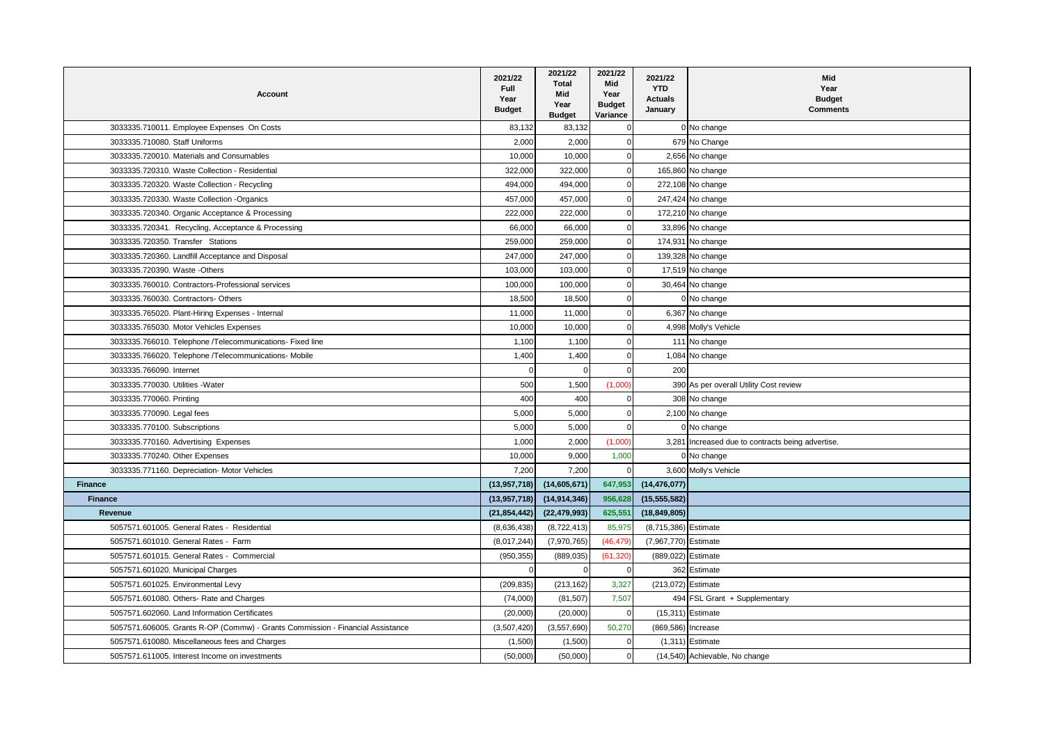| Account | 2021/22 Full Year Budget | 2021/22 Total Mid Year Budget | 2021/22 Mid Year Budget Variance | 2021/22 YTD Actuals January | Mid Year Budget Comments |
|---|---|---|---|---|---|
| 3033335.710011. Employee Expenses On Costs | 83,132 | 83,132 | 0 | 0 | No change |
| 3033335.710080. Staff Uniforms | 2,000 | 2,000 | 0 | 679 | No Change |
| 3033335.720010. Materials and Consumables | 10,000 | 10,000 | 0 | 2,656 | No change |
| 3033335.720310. Waste Collection - Residential | 322,000 | 322,000 | 0 | 165,860 | No change |
| 3033335.720320. Waste Collection - Recycling | 494,000 | 494,000 | 0 | 272,108 | No change |
| 3033335.720330. Waste Collection -Organics | 457,000 | 457,000 | 0 | 247,424 | No change |
| 3033335.720340. Organic Acceptance & Processing | 222,000 | 222,000 | 0 | 172,210 | No change |
| 3033335.720341. Recycling, Acceptance & Processing | 66,000 | 66,000 | 0 | 33,896 | No change |
| 3033335.720350. Transfer Stations | 259,000 | 259,000 | 0 | 174,931 | No change |
| 3033335.720360. Landfill Acceptance and Disposal | 247,000 | 247,000 | 0 | 139,328 | No change |
| 3033335.720390. Waste -Others | 103,000 | 103,000 | 0 | 17,519 | No change |
| 3033335.760010. Contractors-Professional services | 100,000 | 100,000 | 0 | 30,464 | No change |
| 3033335.760030. Contractors- Others | 18,500 | 18,500 | 0 | 0 | No change |
| 3033335.765020. Plant-Hiring Expenses - Internal | 11,000 | 11,000 | 0 | 6,367 | No change |
| 3033335.765030. Motor Vehicles Expenses | 10,000 | 10,000 | 0 | 4,998 | Molly's Vehicle |
| 3033335.766010. Telephone /Telecommunications- Fixed line | 1,100 | 1,100 | 0 | 111 | No change |
| 3033335.766020. Telephone /Telecommunications- Mobile | 1,400 | 1,400 | 0 | 1,084 | No change |
| 3033335.766090. Internet | 0 | 0 | 0 | 200 | |
| 3033335.770030. Utilities -Water | 500 | 1,500 | (1,000) | 390 | As per overall Utility Cost review |
| 3033335.770060. Printing | 400 | 400 | 0 | 308 | No change |
| 3033335.770090. Legal fees | 5,000 | 5,000 | 0 | 2,100 | No change |
| 3033335.770100. Subscriptions | 5,000 | 5,000 | 0 | 0 | No change |
| 3033335.770160. Advertising Expenses | 1,000 | 2,000 | (1,000) | 3,281 | Increased due to contracts being advertise. |
| 3033335.770240. Other Expenses | 10,000 | 9,000 | 1,000 | 0 | No change |
| 3033335.771160. Depreciation- Motor Vehicles | 7,200 | 7,200 | 0 | 3,600 | Molly's Vehicle |
| **Finance** | **(13,957,718)** | **(14,605,671)** | **647,953** | **(14,476,077)** | |
| **Finance** | **(13,957,718)** | **(14,914,346)** | **956,628** | **(15,555,582)** | |
| **Revenue** | **(21,854,442)** | **(22,479,993)** | **625,551** | **(18,849,805)** | |
| 5057571.601005. General Rates - Residential | (8,636,438) | (8,722,413) | 85,975 | (8,715,386) | Estimate |
| 5057571.601010. General Rates - Farm | (8,017,244) | (7,970,765) | (46,479) | (7,967,770) | Estimate |
| 5057571.601015. General Rates - Commercial | (950,355) | (889,035) | (61,320) | (889,022) | Estimate |
| 5057571.601020. Municipal Charges | 0 | 0 | 0 | 362 | Estimate |
| 5057571.601025. Environmental Levy | (209,835) | (213,162) | 3,327 | (213,072) | Estimate |
| 5057571.601080. Others- Rate and Charges | (74,000) | (81,507) | 7,507 | 494 | FSL Grant + Supplementary |
| 5057571.602060. Land Information Certificates | (20,000) | (20,000) | 0 | (15,311) | Estimate |
| 5057571.606005. Grants R-OP (Commw) - Grants Commission - Financial Assistance | (3,507,420) | (3,557,690) | 50,270 | (869,586) | Increase |
| 5057571.610080. Miscellaneous fees and Charges | (1,500) | (1,500) | 0 | (1,311) | Estimate |
| 5057571.611005. Interest Income on investments | (50,000) | (50,000) | 0 | (14,540) | Achievable, No change |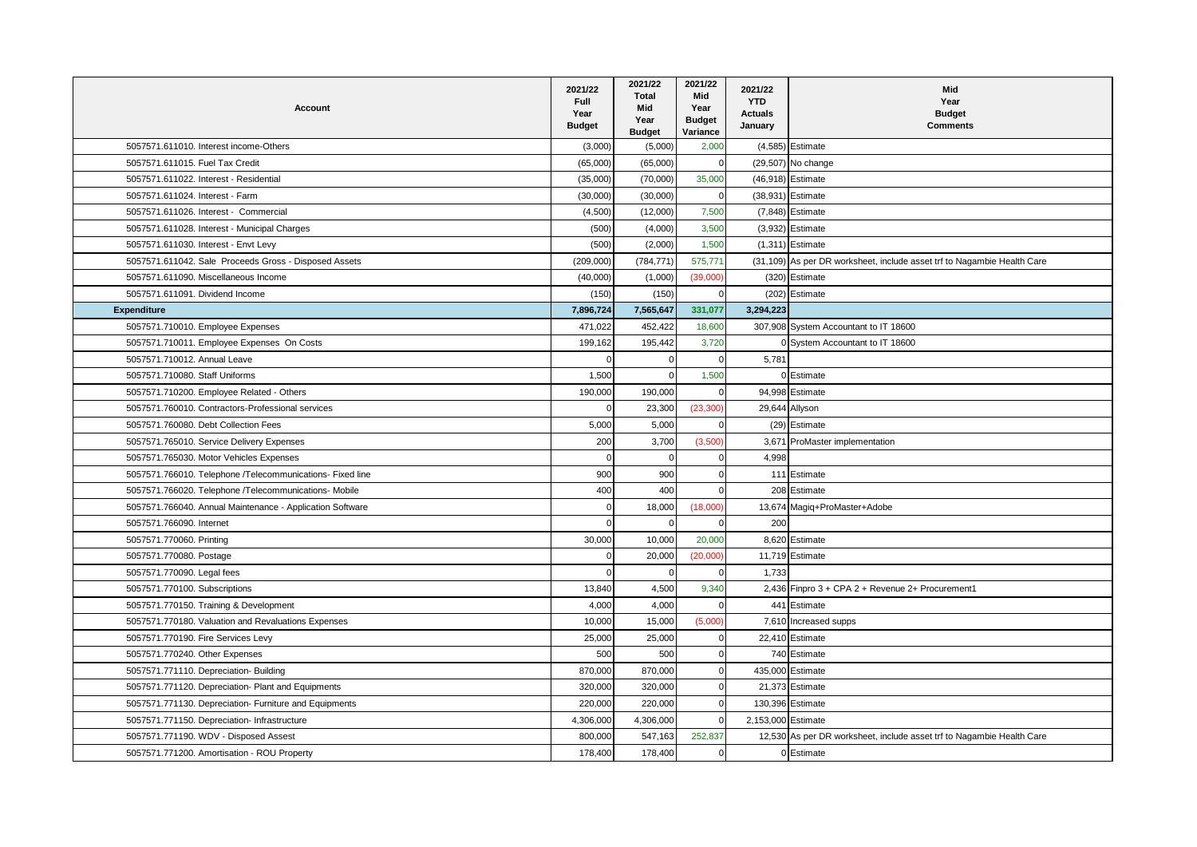| Account | 2021/22 Full Year Budget | 2021/22 Total Mid Year Budget | 2021/22 Mid Year Budget Variance | 2021/22 YTD Actuals January | Mid Year Budget Comments |
|---|---|---|---|---|---|
| 5057571.611010. Interest income-Others | (3,000) | (5,000) | 2,000 | (4,585) | Estimate |
| 5057571.611015. Fuel Tax Credit | (65,000) | (65,000) | 0 | (29,507) | No change |
| 5057571.611022. Interest - Residential | (35,000) | (70,000) | 35,000 | (46,918) | Estimate |
| 5057571.611024. Interest - Farm | (30,000) | (30,000) | 0 | (38,931) | Estimate |
| 5057571.611026. Interest - Commercial | (4,500) | (12,000) | 7,500 | (7,848) | Estimate |
| 5057571.611028. Interest - Municipal Charges | (500) | (4,000) | 3,500 | (3,932) | Estimate |
| 5057571.611030. Interest - Envt Levy | (500) | (2,000) | 1,500 | (1,311) | Estimate |
| 5057571.611042. Sale Proceeds Gross - Disposed Assets | (209,000) | (784,771) | 575,771 | (31,109) | As per DR worksheet, include asset trf to Nagambie Health Care |
| 5057571.611090. Miscellaneous Income | (40,000) | (1,000) | (39,000) | (320) | Estimate |
| 5057571.611091. Dividend Income | (150) | (150) | 0 | (202) | Estimate |
| **Expenditure** | **7,896,724** | **7,565,647** | **331,077** | **3,294,223** | |
| 5057571.710010. Employee Expenses | 471,022 | 452,422 | 18,600 | 307,908 | System Accountant to IT 18600 |
| 5057571.710011. Employee Expenses On Costs | 199,162 | 195,442 | 3,720 | 0 | System Accountant to IT 18600 |
| 5057571.710012. Annual Leave | 0 | 0 | 0 | 5,781 | |
| 5057571.710080. Staff Uniforms | 1,500 | 0 | 1,500 | 0 | Estimate |
| 5057571.710200. Employee Related - Others | 190,000 | 190,000 | 0 | 94,998 | Estimate |
| 5057571.760010. Contractors-Professional services | 0 | 23,300 | (23,300) | 29,644 | Allyson |
| 5057571.760080. Debt Collection Fees | 5,000 | 5,000 | 0 | (29) | Estimate |
| 5057571.765010. Service Delivery Expenses | 200 | 3,700 | (3,500) | 3,671 | ProMaster implementation |
| 5057571.765030. Motor Vehicles Expenses | 0 | 0 | 0 | 4,998 | |
| 5057571.766010. Telephone /Telecommunications- Fixed line | 900 | 900 | 0 | 111 | Estimate |
| 5057571.766020. Telephone /Telecommunications- Mobile | 400 | 400 | 0 | 208 | Estimate |
| 5057571.766040. Annual Maintenance - Application Software | 0 | 18,000 | (18,000) | 13,674 | Magiq+ProMaster+Adobe |
| 5057571.766090. Internet | 0 | 0 | 0 | 200 | |
| 5057571.770060. Printing | 30,000 | 10,000 | 20,000 | 8,620 | Estimate |
| 5057571.770080. Postage | 0 | 20,000 | (20,000) | 11,719 | Estimate |
| 5057571.770090. Legal fees | 0 | 0 | 0 | 1,733 | |
| 5057571.770100. Subscriptions | 13,840 | 4,500 | 9,340 | 2,436 | Finpro 3 + CPA 2 + Revenue 2+ Procurement1 |
| 5057571.770150. Training & Development | 4,000 | 4,000 | 0 | 441 | Estimate |
| 5057571.770180. Valuation and Revaluations Expenses | 10,000 | 15,000 | (5,000) | 7,610 | Increased supps |
| 5057571.770190. Fire Services Levy | 25,000 | 25,000 | 0 | 22,410 | Estimate |
| 5057571.770240. Other Expenses | 500 | 500 | 0 | 740 | Estimate |
| 5057571.771110. Depreciation- Building | 870,000 | 870,000 | 0 | 435,000 | Estimate |
| 5057571.771120. Depreciation- Plant and Equipments | 320,000 | 320,000 | 0 | 21,373 | Estimate |
| 5057571.771130. Depreciation- Furniture and Equipments | 220,000 | 220,000 | 0 | 130,396 | Estimate |
| 5057571.771150. Depreciation- Infrastructure | 4,306,000 | 4,306,000 | 0 | 2,153,000 | Estimate |
| 5057571.771190. WDV - Disposed Assest | 800,000 | 547,163 | 252,837 | 12,530 | As per DR worksheet, include asset trf to Nagambie Health Care |
| 5057571.771200. Amortisation - ROU Property | 178,400 | 178,400 | 0 | 0 | Estimate |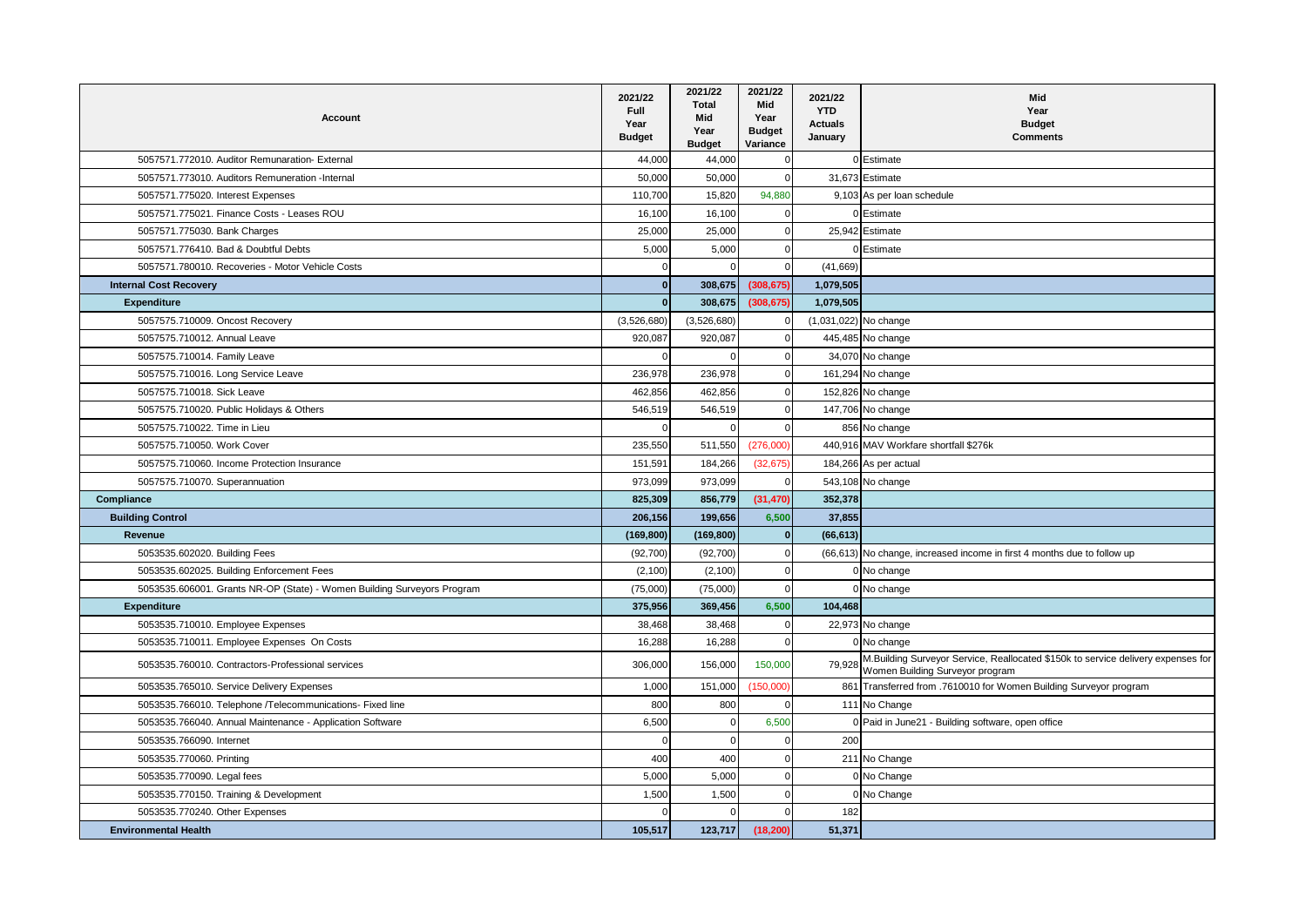| Account | 2021/22 Full Year Budget | 2021/22 Total Mid Year Budget | 2021/22 Mid Year Budget Variance | 2021/22 YTD Actuals January | Mid Year Budget Comments |
|---|---|---|---|---|---|
| 5057571.772010. Auditor Remunaration- External | 44,000 | 44,000 | 0 | 0 | Estimate |
| 5057571.773010. Auditors Remuneration -Internal | 50,000 | 50,000 | 0 | 31,673 | Estimate |
| 5057571.775020. Interest Expenses | 110,700 | 15,820 | 94,880 | 9,103 | As per loan schedule |
| 5057571.775021. Finance Costs - Leases ROU | 16,100 | 16,100 | 0 | 0 | Estimate |
| 5057571.775030. Bank Charges | 25,000 | 25,000 | 0 | 25,942 | Estimate |
| 5057571.776410. Bad & Doubtful Debts | 5,000 | 5,000 | 0 | 0 | Estimate |
| 5057571.780010. Recoveries - Motor Vehicle Costs | 0 | 0 | 0 | (41,669) | |
| **Internal Cost Recovery** | **0** | **308,675** | **(308,675)** | **1,079,505** | |
| **Expenditure** | **0** | **308,675** | **(308,675)** | **1,079,505** | |
| 5057575.710009. Oncost Recovery | (3,526,680) | (3,526,680) | 0 | (1,031,022) | No change |
| 5057575.710012. Annual Leave | 920,087 | 920,087 | 0 | 445,485 | No change |
| 5057575.710014. Family Leave | 0 | 0 | 0 | 34,070 | No change |
| 5057575.710016. Long Service Leave | 236,978 | 236,978 | 0 | 161,294 | No change |
| 5057575.710018. Sick Leave | 462,856 | 462,856 | 0 | 152,826 | No change |
| 5057575.710020. Public Holidays & Others | 546,519 | 546,519 | 0 | 147,706 | No change |
| 5057575.710022. Time in Lieu | 0 | 0 | 0 | 856 | No change |
| 5057575.710050. Work Cover | 235,550 | 511,550 | (276,000) | 440,916 | MAV Workfare shortfall $276k |
| 5057575.710060. Income Protection Insurance | 151,591 | 184,266 | (32,675) | 184,266 | As per actual |
| 5057575.710070. Superannuation | 973,099 | 973,099 | 0 | 543,108 | No change |
| **Compliance** | **825,309** | **856,779** | **(31,470)** | **352,378** | |
| **Building Control** | **206,156** | **199,656** | **6,500** | **37,855** | |
| **Revenue** | **(169,800)** | **(169,800)** | **0** | **(66,613)** | |
| 5053535.602020. Building Fees | (92,700) | (92,700) | 0 | (66,613) | No change, increased income in first 4 months due to follow up |
| 5053535.602025. Building Enforcement Fees | (2,100) | (2,100) | 0 | 0 | No change |
| 5053535.606001. Grants NR-OP (State) - Women Building Surveyors Program | (75,000) | (75,000) | 0 | 0 | No change |
| **Expenditure** | **375,956** | **369,456** | **6,500** | **104,468** | |
| 5053535.710010. Employee Expenses | 38,468 | 38,468 | 0 | 22,973 | No change |
| 5053535.710011. Employee Expenses On Costs | 16,288 | 16,288 | 0 | 0 | No change |
| 5053535.760010. Contractors-Professional services | 306,000 | 156,000 | 150,000 | 79,928 | M.Building Surveyor Service, Reallocated $150k to service delivery expenses for Women Building Surveyor program |
| 5053535.765010. Service Delivery Expenses | 1,000 | 151,000 | (150,000) | 861 | Transferred from .7610010 for Women Building Surveyor program |
| 5053535.766010. Telephone /Telecommunications- Fixed line | 800 | 800 | 0 | 111 | No Change |
| 5053535.766040. Annual Maintenance - Application Software | 6,500 | 0 | 6,500 | 0 | Paid in June21 - Building software, open office |
| 5053535.766090. Internet | 0 | 0 | 0 | 200 | |
| 5053535.770060. Printing | 400 | 400 | 0 | 211 | No Change |
| 5053535.770090. Legal fees | 5,000 | 5,000 | 0 | 0 | No Change |
| 5053535.770150. Training & Development | 1,500 | 1,500 | 0 | 0 | No Change |
| 5053535.770240. Other Expenses | 0 | 0 | 0 | 182 | |
| **Environmental Health** | **105,517** | **123,717** | **(18,200)** | **51,371** | |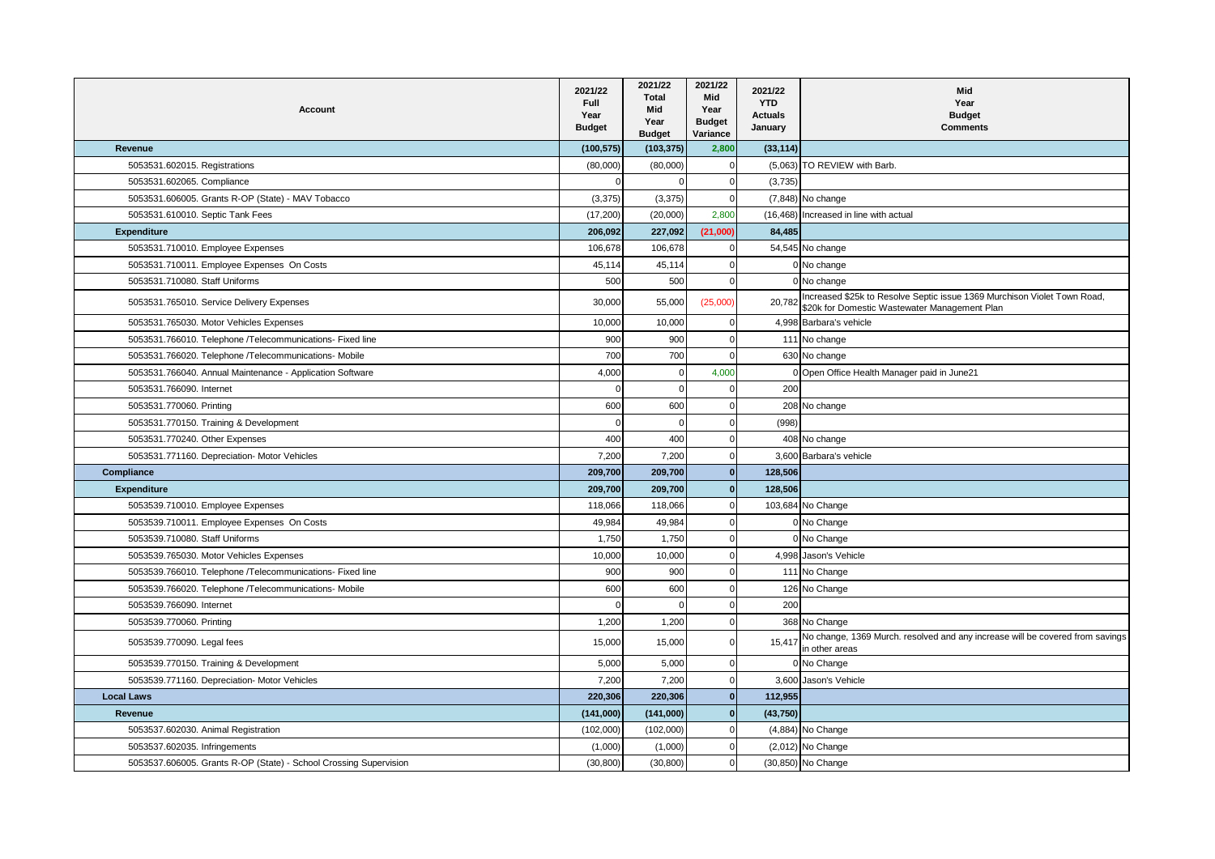| Account | 2021/22 Full Year Budget | 2021/22 Total Mid Year Budget | 2021/22 Mid Year Budget Variance | 2021/22 YTD Actuals January | Mid Year Budget Comments |
|---|---|---|---|---|---|
| **Revenue** | **(100,575)** | **(103,375)** | **2,800** | **(33,114)** | |
| 5053531.602015. Registrations | (80,000) | (80,000) | 0 | (5,063) | TO REVIEW with Barb. |
| 5053531.602065. Compliance | 0 | 0 | 0 | (3,735) | |
| 5053531.606005. Grants R-OP (State) - MAV Tobacco | (3,375) | (3,375) | 0 | (7,848) | No change |
| 5053531.610010. Septic Tank Fees | (17,200) | (20,000) | 2,800 | (16,468) | Increased in line with actual |
| **Expenditure** | **206,092** | **227,092** | **(21,000)** | **84,485** | |
| 5053531.710010. Employee Expenses | 106,678 | 106,678 | 0 | 54,545 | No change |
| 5053531.710011. Employee Expenses On Costs | 45,114 | 45,114 | 0 | 0 | No change |
| 5053531.710080. Staff Uniforms | 500 | 500 | 0 | 0 | No change |
| 5053531.765010. Service Delivery Expenses | 30,000 | 55,000 | (25,000) | 20,782 | Increased $25k to Resolve Septic issue 1369 Murchison Violet Town Road, $20k for Domestic Wastewater Management Plan |
| 5053531.765030. Motor Vehicles Expenses | 10,000 | 10,000 | 0 | 4,998 | Barbara's vehicle |
| 5053531.766010. Telephone /Telecommunications- Fixed line | 900 | 900 | 0 | 111 | No change |
| 5053531.766020. Telephone /Telecommunications- Mobile | 700 | 700 | 0 | 630 | No change |
| 5053531.766040. Annual Maintenance - Application Software | 4,000 | 0 | 4,000 | 0 | Open Office Health Manager paid in June21 |
| 5053531.766090. Internet | 0 | 0 | 0 | 200 | |
| 5053531.770060. Printing | 600 | 600 | 0 | 208 | No change |
| 5053531.770150. Training & Development | 0 | 0 | 0 | (998) | |
| 5053531.770240. Other Expenses | 400 | 400 | 0 | 408 | No change |
| 5053531.771160. Depreciation- Motor Vehicles | 7,200 | 7,200 | 0 | 3,600 | Barbara's vehicle |
| **Compliance** | **209,700** | **209,700** | **0** | **128,506** | |
| **Expenditure** | **209,700** | **209,700** | **0** | **128,506** | |
| 5053539.710010. Employee Expenses | 118,066 | 118,066 | 0 | 103,684 | No Change |
| 5053539.710011. Employee Expenses On Costs | 49,984 | 49,984 | 0 | 0 | No Change |
| 5053539.710080. Staff Uniforms | 1,750 | 1,750 | 0 | 0 | No Change |
| 5053539.765030. Motor Vehicles Expenses | 10,000 | 10,000 | 0 | 4,998 | Jason's Vehicle |
| 5053539.766010. Telephone /Telecommunications- Fixed line | 900 | 900 | 0 | 111 | No Change |
| 5053539.766020. Telephone /Telecommunications- Mobile | 600 | 600 | 0 | 126 | No Change |
| 5053539.766090. Internet | 0 | 0 | 0 | 200 | |
| 5053539.770060. Printing | 1,200 | 1,200 | 0 | 368 | No Change |
| 5053539.770090. Legal fees | 15,000 | 15,000 | 0 | 15,417 | No change, 1369 Murch. resolved and any increase will be covered from savings in other areas |
| 5053539.770150. Training & Development | 5,000 | 5,000 | 0 | 0 | No Change |
| 5053539.771160. Depreciation- Motor Vehicles | 7,200 | 7,200 | 0 | 3,600 | Jason's Vehicle |
| **Local Laws** | **220,306** | **220,306** | **0** | **112,955** | |
| **Revenue** | **(141,000)** | **(141,000)** | **0** | **(43,750)** | |
| 5053537.602030. Animal Registration | (102,000) | (102,000) | 0 | (4,884) | No Change |
| 5053537.602035. Infringements | (1,000) | (1,000) | 0 | (2,012) | No Change |
| 5053537.606005. Grants R-OP (State) - School Crossing Supervision | (30,800) | (30,800) | 0 | (30,850) | No Change |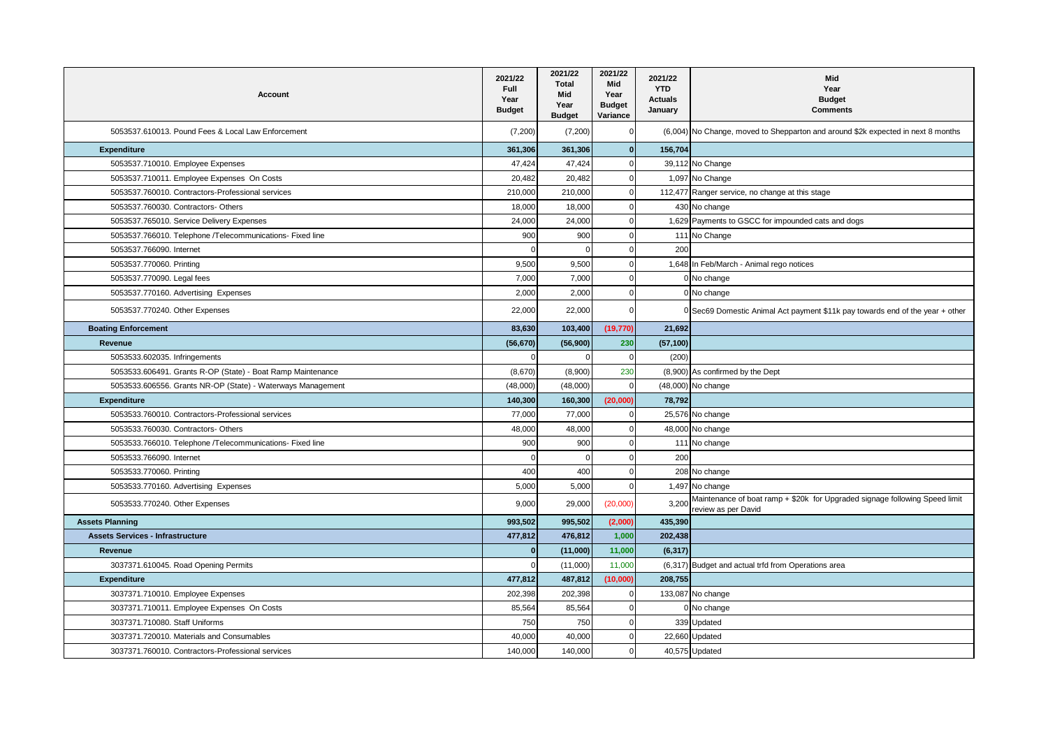| Account | 2021/22 Full Year Budget | 2021/22 Total Mid Year Budget | 2021/22 Mid Year Budget Variance | 2021/22 YTD Actuals January | Mid Year Budget Comments |
|---|---|---|---|---|---|
| 5053537.610013. Pound Fees & Local Law Enforcement | (7,200) | (7,200) | 0 | (6,004) | No Change, moved to Shepparton and around $2k expected in next 8 months |
| **Expenditure** | **361,306** | **361,306** | **0** | **156,704** | |
| 5053537.710010. Employee Expenses | 47,424 | 47,424 | 0 | 39,112 | No Change |
| 5053537.710011. Employee Expenses On Costs | 20,482 | 20,482 | 0 | 1,097 | No Change |
| 5053537.760010. Contractors-Professional services | 210,000 | 210,000 | 0 | 112,477 | Ranger service, no change at this stage |
| 5053537.760030. Contractors- Others | 18,000 | 18,000 | 0 | 430 | No change |
| 5053537.765010. Service Delivery Expenses | 24,000 | 24,000 | 0 | 1,629 | Payments to GSCC for impounded cats and dogs |
| 5053537.766010. Telephone /Telecommunications- Fixed line | 900 | 900 | 0 | 111 | No Change |
| 5053537.766090. Internet | 0 | 0 | 0 | 200 | |
| 5053537.770060. Printing | 9,500 | 9,500 | 0 | 1,648 | In Feb/March - Animal rego notices |
| 5053537.770090. Legal fees | 7,000 | 7,000 | 0 | 0 | No change |
| 5053537.770160. Advertising Expenses | 2,000 | 2,000 | 0 | 0 | No change |
| 5053537.770240. Other Expenses | 22,000 | 22,000 | 0 | 0 | Sec69 Domestic Animal Act payment $11k pay towards end of the year + other |
| **Boating Enforcement** | **83,630** | **103,400** | **(19,770)** | **21,692** | |
| **Revenue** | **(56,670)** | **(56,900)** | **230** | **(57,100)** | |
| 5053533.602035. Infringements | 0 | 0 | 0 | (200) | |
| 5053533.606491. Grants R-OP (State) - Boat Ramp Maintenance | (8,670) | (8,900) | 230 | (8,900) | As confirmed by the Dept |
| 5053533.606556. Grants NR-OP (State) - Waterways Management | (48,000) | (48,000) | 0 | (48,000) | No change |
| **Expenditure** | **140,300** | **160,300** | **(20,000)** | **78,792** | |
| 5053533.760010. Contractors-Professional services | 77,000 | 77,000 | 0 | 25,576 | No change |
| 5053533.760030. Contractors- Others | 48,000 | 48,000 | 0 | 48,000 | No change |
| 5053533.766010. Telephone /Telecommunications- Fixed line | 900 | 900 | 0 | 111 | No change |
| 5053533.766090. Internet | 0 | 0 | 0 | 200 | |
| 5053533.770060. Printing | 400 | 400 | 0 | 208 | No change |
| 5053533.770160. Advertising Expenses | 5,000 | 5,000 | 0 | 1,497 | No change |
| 5053533.770240. Other Expenses | 9,000 | 29,000 | (20,000) | 3,200 | Maintenance of boat ramp + $20k for Upgraded signage following Speed limit review as per David |
| **Assets Planning** | **993,502** | **995,502** | **(2,000)** | **435,390** | |
| **Assets Services - Infrastructure** | **477,812** | **476,812** | **1,000** | **202,438** | |
| **Revenue** | **0** | **(11,000)** | **11,000** | **(6,317)** | |
| 3037371.610045. Road Opening Permits | 0 | (11,000) | 11,000 | (6,317) | Budget and actual trfd from Operations area |
| **Expenditure** | **477,812** | **487,812** | **(10,000)** | **208,755** | |
| 3037371.710010. Employee Expenses | 202,398 | 202,398 | 0 | 133,087 | No change |
| 3037371.710011. Employee Expenses On Costs | 85,564 | 85,564 | 0 | 0 | No change |
| 3037371.710080. Staff Uniforms | 750 | 750 | 0 | 339 | Updated |
| 3037371.720010. Materials and Consumables | 40,000 | 40,000 | 0 | 22,660 | Updated |
| 3037371.760010. Contractors-Professional services | 140,000 | 140,000 | 0 | 40,575 | Updated |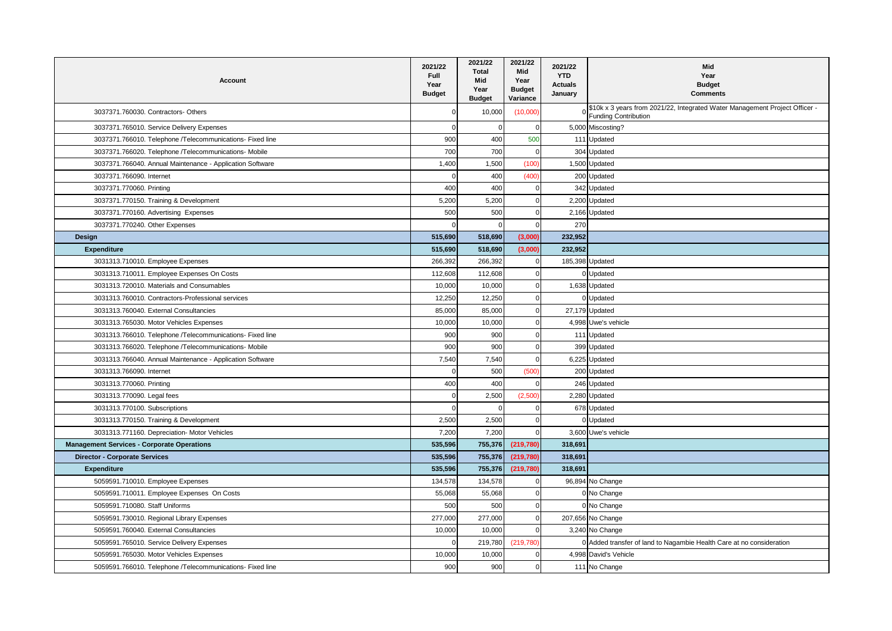| Account | 2021/22 Full Year Budget | 2021/22 Total Mid Year Budget | 2021/22 Mid Year Budget Variance | 2021/22 YTD Actuals January | Mid Year Budget Comments |
|---|---|---|---|---|---|
| 3037371.760030. Contractors- Others | 0 | 10,000 | (10,000) | 0 | $10k x 3 years from 2021/22, Integrated Water Management Project Officer - Funding Contribution |
| 3037371.765010. Service Delivery Expenses | 0 | 0 | 0 | 5,000 | Miscosting? |
| 3037371.766010. Telephone /Telecommunications- Fixed line | 900 | 400 | 500 | 111 | Updated |
| 3037371.766020. Telephone /Telecommunications- Mobile | 700 | 700 | 0 | 304 | Updated |
| 3037371.766040. Annual Maintenance - Application Software | 1,400 | 1,500 | (100) | 1,500 | Updated |
| 3037371.766090. Internet | 0 | 400 | (400) | 200 | Updated |
| 3037371.770060. Printing | 400 | 400 | 0 | 342 | Updated |
| 3037371.770150. Training & Development | 5,200 | 5,200 | 0 | 2,200 | Updated |
| 3037371.770160. Advertising Expenses | 500 | 500 | 0 | 2,166 | Updated |
| 3037371.770240. Other Expenses | 0 | 0 | 0 | 270 | |
| **Design** | **515,690** | **518,690** | **(3,000)** | **232,952** | |
| **Expenditure** | **515,690** | **518,690** | **(3,000)** | **232,952** | |
| 3031313.710010. Employee Expenses | 266,392 | 266,392 | 0 | 185,398 | Updated |
| 3031313.710011. Employee Expenses On Costs | 112,608 | 112,608 | 0 | 0 | Updated |
| 3031313.720010. Materials and Consumables | 10,000 | 10,000 | 0 | 1,638 | Updated |
| 3031313.760010. Contractors-Professional services | 12,250 | 12,250 | 0 | 0 | Updated |
| 3031313.760040. External Consultancies | 85,000 | 85,000 | 0 | 27,179 | Updated |
| 3031313.765030. Motor Vehicles Expenses | 10,000 | 10,000 | 0 | 4,998 | Uwe's vehicle |
| 3031313.766010. Telephone /Telecommunications- Fixed line | 900 | 900 | 0 | 111 | Updated |
| 3031313.766020. Telephone /Telecommunications- Mobile | 900 | 900 | 0 | 399 | Updated |
| 3031313.766040. Annual Maintenance - Application Software | 7,540 | 7,540 | 0 | 6,225 | Updated |
| 3031313.766090. Internet | 0 | 500 | (500) | 200 | Updated |
| 3031313.770060. Printing | 400 | 400 | 0 | 246 | Updated |
| 3031313.770090. Legal fees | 0 | 2,500 | (2,500) | 2,280 | Updated |
| 3031313.770100. Subscriptions | 0 | 0 | 0 | 678 | Updated |
| 3031313.770150. Training & Development | 2,500 | 2,500 | 0 | 0 | Updated |
| 3031313.771160. Depreciation- Motor Vehicles | 7,200 | 7,200 | 0 | 3,600 | Uwe's vehicle |
| **Management Services - Corporate Operations** | **535,596** | **755,376** | **(219,780)** | **318,691** | |
| **Director - Corporate Services** | **535,596** | **755,376** | **(219,780)** | **318,691** | |
| **Expenditure** | **535,596** | **755,376** | **(219,780)** | **318,691** | |
| 5059591.710010. Employee Expenses | 134,578 | 134,578 | 0 | 96,894 | No Change |
| 5059591.710011. Employee Expenses On Costs | 55,068 | 55,068 | 0 | 0 | No Change |
| 5059591.710080. Staff Uniforms | 500 | 500 | 0 | 0 | No Change |
| 5059591.730010. Regional Library Expenses | 277,000 | 277,000 | 0 | 207,656 | No Change |
| 5059591.760040. External Consultancies | 10,000 | 10,000 | 0 | 3,240 | No Change |
| 5059591.765010. Service Delivery Expenses | 0 | 219,780 | (219,780) | 0 | Added transfer of land to Nagambie Health Care at no consideration |
| 5059591.765030. Motor Vehicles Expenses | 10,000 | 10,000 | 0 | 4,998 | David's Vehicle |
| 5059591.766010. Telephone /Telecommunications- Fixed line | 900 | 900 | 0 | 111 | No Change |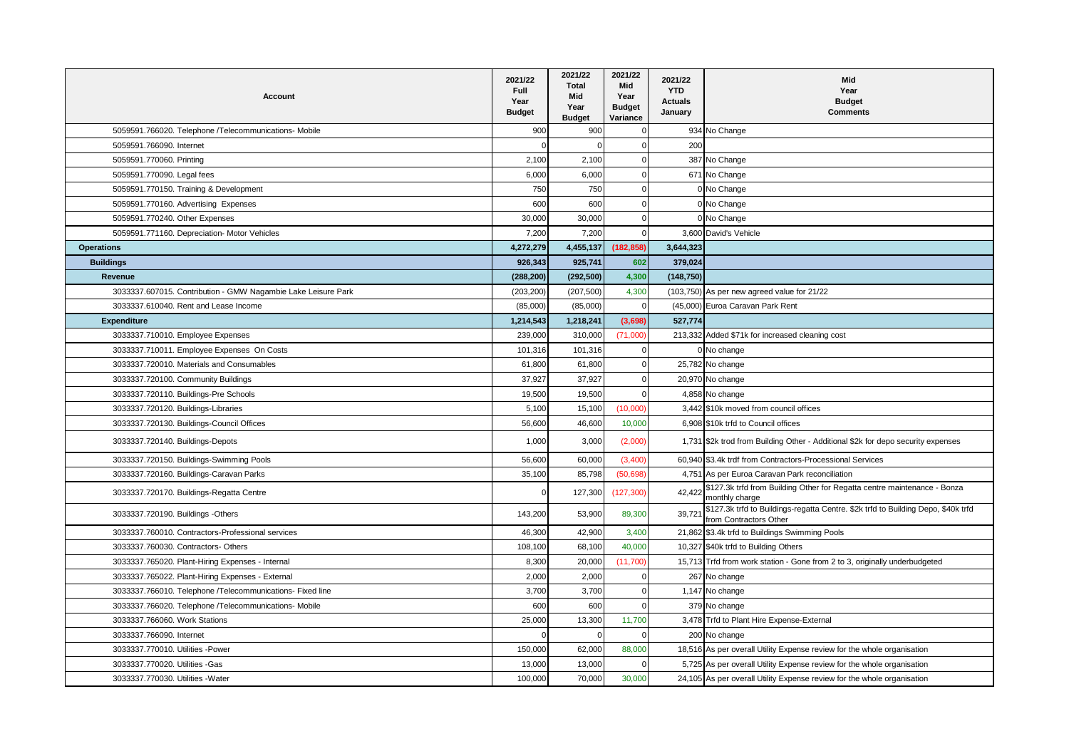| Account | 2021/22 Full Year Budget | 2021/22 Total Mid Year Budget | 2021/22 Mid Year Budget Variance | 2021/22 YTD Actuals January | Mid Year Budget Comments |
|---|---|---|---|---|---|
| 5059591.766020. Telephone /Telecommunications- Mobile | 900 | 900 | 0 | 934 | No Change |
| 5059591.766090. Internet | 0 | 0 | 0 | 200 | |
| 5059591.770060. Printing | 2,100 | 2,100 | 0 | 387 | No Change |
| 5059591.770090. Legal fees | 6,000 | 6,000 | 0 | 671 | No Change |
| 5059591.770150. Training & Development | 750 | 750 | 0 | 0 | No Change |
| 5059591.770160. Advertising Expenses | 600 | 600 | 0 | 0 | No Change |
| 5059591.770240. Other Expenses | 30,000 | 30,000 | 0 | 0 | No Change |
| 5059591.771160. Depreciation- Motor Vehicles | 7,200 | 7,200 | 0 | 3,600 | David's Vehicle |
| **Operations** | **4,272,279** | **4,455,137** | **(182,858)** | **3,644,323** | |
| **Buildings** | **926,343** | **925,741** | **602** | **379,024** | |
| **Revenue** | **(288,200)** | **(292,500)** | **4,300** | **(148,750)** | |
| 3033337.607015. Contribution - GMW Nagambie Lake Leisure Park | (203,200) | (207,500) | 4,300 | (103,750) | As per new agreed value for 21/22 |
| 3033337.610040. Rent and Lease Income | (85,000) | (85,000) | 0 | (45,000) | Euroa Caravan Park Rent |
| **Expenditure** | **1,214,543** | **1,218,241** | **(3,698)** | **527,774** | |
| 3033337.710010. Employee Expenses | 239,000 | 310,000 | (71,000) | 213,332 | Added $71k for increased cleaning cost |
| 3033337.710011. Employee Expenses On Costs | 101,316 | 101,316 | 0 | 0 | No change |
| 3033337.720010. Materials and Consumables | 61,800 | 61,800 | 0 | 25,782 | No change |
| 3033337.720100. Community Buildings | 37,927 | 37,927 | 0 | 20,970 | No change |
| 3033337.720110. Buildings-Pre Schools | 19,500 | 19,500 | 0 | 4,858 | No change |
| 3033337.720120. Buildings-Libraries | 5,100 | 15,100 | (10,000) | 3,442 | $10k moved from council offices |
| 3033337.720130. Buildings-Council Offices | 56,600 | 46,600 | 10,000 | 6,908 | $10k trfd to Council offices |
| 3033337.720140. Buildings-Depots | 1,000 | 3,000 | (2,000) | 1,731 | $2k trod from Building Other - Additional $2k for depo security expenses |
| 3033337.720150. Buildings-Swimming Pools | 56,600 | 60,000 | (3,400) | 60,940 | $3.4k trdf from Contractors-Processional Services |
| 3033337.720160. Buildings-Caravan Parks | 35,100 | 85,798 | (50,698) | 4,751 | As per Euroa Caravan Park reconciliation |
| 3033337.720170. Buildings-Regatta Centre | 0 | 127,300 | (127,300) | 42,422 | $127.3k trfd from Building Other for Regatta centre maintenance - Bonza monthly charge |
| 3033337.720190. Buildings -Others | 143,200 | 53,900 | 89,300 | 39,721 | $127.3k trfd to Buildings-regatta Centre. $2k trfd to Building Depo, $40k trfd from Contractors Other |
| 3033337.760010. Contractors-Professional services | 46,300 | 42,900 | 3,400 | 21,862 | $3.4k trfd to Buildings Swimming Pools |
| 3033337.760030. Contractors- Others | 108,100 | 68,100 | 40,000 | 10,327 | $40k trfd to Building Others |
| 3033337.765020. Plant-Hiring Expenses - Internal | 8,300 | 20,000 | (11,700) | 15,713 | Trfd from work station - Gone from 2 to 3, originally underbudgeted |
| 3033337.765022. Plant-Hiring Expenses - External | 2,000 | 2,000 | 0 | 267 | No change |
| 3033337.766010. Telephone /Telecommunications- Fixed line | 3,700 | 3,700 | 0 | 1,147 | No change |
| 3033337.766020. Telephone /Telecommunications- Mobile | 600 | 600 | 0 | 379 | No change |
| 3033337.766060. Work Stations | 25,000 | 13,300 | 11,700 | 3,478 | Trfd to Plant Hire Expense-External |
| 3033337.766090. Internet | 0 | 0 | 0 | 200 | No change |
| 3033337.770010. Utilities -Power | 150,000 | 62,000 | 88,000 | 18,516 | As per overall Utility Expense review for the whole organisation |
| 3033337.770020. Utilities -Gas | 13,000 | 13,000 | 0 | 5,725 | As per overall Utility Expense review for the whole organisation |
| 3033337.770030. Utilities -Water | 100,000 | 70,000 | 30,000 | 24,105 | As per overall Utility Expense review for the whole organisation |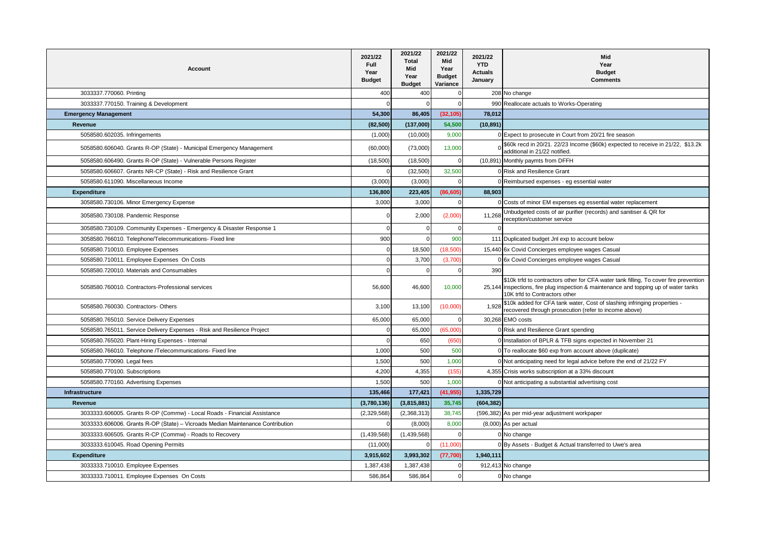| Account | 2021/22 Full Year Budget | 2021/22 Total Mid Year Budget | 2021/22 Mid Year Budget Variance | 2021/22 YTD Actuals January | Mid Year Budget Comments |
|---|---|---|---|---|---|
| 3033337.770060. Printing | 400 | 400 | 0 | 208 | No change |
| 3033337.770150. Training & Development | 0 | 0 | 0 | 990 | Reallocate actuals to Works-Operating |
| **Emergency Management** | **54,300** | **86,405** | **(32,105)** | **78,012** | |
| **Revenue** | **(82,500)** | **(137,000)** | **54,500** | **(10,891)** | |
| 5058580.602035. Infringements | (1,000) | (10,000) | 9,000 | 0 | Expect to prosecute in Court from 20/21 fire season |
| 5058580.606040. Grants R-OP (State) - Municipal Emergency Management | (60,000) | (73,000) | 13,000 | 0 | $60k recd in 20/21. 22/23 Income ($60k) expected to receive in 21/22, $13.2k additional in 21/22 notified. |
| 5058580.606490. Grants R-OP (State) - Vulnerable Persons Register | (18,500) | (18,500) | 0 | (10,891) | Monthly paymts from DFFH |
| 5058580.606607. Grants NR-CP (State) - Risk and Resilience Grant | 0 | (32,500) | 32,500 | 0 | Risk and Resilience Grant |
| 5058580.611090. Miscellaneous Income | (3,000) | (3,000) | 0 | 0 | Reimbursed expenses - eg essential water |
| **Expenditure** | **136,800** | **223,405** | **(86,605)** | **88,903** | |
| 3058580.730106. Minor Emergency Expense | 3,000 | 3,000 | 0 | 0 | Costs of minor EM expenses eg essential water replacement |
| 3058580.730108. Pandemic Response | 0 | 2,000 | (2,000) | 11,268 | Unbudgeted costs of air purifier (records) and sanitiser & QR for reception/customer service |
| 3058580.730109. Community Expenses - Emergency & Disaster Response 1 | 0 | 0 | 0 | 0 | |
| 3058580.766010. Telephone/Telecommunications- Fixed line | 900 | 0 | 900 | 111 | Duplicated budget Jnl exp to account below |
| 5058580.710010. Employee Expenses | 0 | 18,500 | (18,500) | 15,440 | 6x Covid Concierges employee wages Casual |
| 5058580.710011. Employee Expenses On Costs | 0 | 3,700 | (3,700) | 0 | 6x Covid Concierges employee wages Casual |
| 5058580.720010. Materials and Consumables | 0 | 0 | 0 | 390 | |
| 5058580.760010. Contractors-Professional services | 56,600 | 46,600 | 10,000 | 25,144 | $10k trfd to contractors other for CFA water tank filling, To cover fire prevention inspections, fire plug inspection & maintenance and topping up of water tanks 10K trfd to Contractors other |
| 5058580.760030. Contractors- Others | 3,100 | 13,100 | (10,000) | 1,928 | $10k added for CFA tank water, Cost of slashing infringing properties - recovered through prosecution (refer to income above) |
| 5058580.765010. Service Delivery Expenses | 65,000 | 65,000 | 0 | 30,268 | EMO costs |
| 5058580.765011. Service Delivery Expenses - Risk and Resilience Project | 0 | 65,000 | (65,000) | 0 | Risk and Resilience Grant spending |
| 5058580.765020. Plant-Hiring Expenses - Internal | 0 | 650 | (650) | 0 | Installation of BPLR & TFB signs expected in November 21 |
| 5058580.766010. Telephone /Telecommunications- Fixed line | 1,000 | 500 | 500 | 0 | To reallocate $60 exp from account above (duplicate) |
| 5058580.770090. Legal fees | 1,500 | 500 | 1,000 | 0 | Not anticipating need for legal advice before the end of 21/22 FY |
| 5058580.770100. Subscriptions | 4,200 | 4,355 | (155) | 4,355 | Crisis works subscription at a 33% discount |
| 5058580.770160. Advertising Expenses | 1,500 | 500 | 1,000 | 0 | Not anticipating a substantial advertising cost |
| **Infrastructure** | **135,466** | **177,421** | **(41,955)** | **1,335,729** | |
| **Revenue** | **(3,780,136)** | **(3,815,881)** | **35,745** | **(604,382)** | |
| 3033333.606005. Grants R-OP (Commw) - Local Roads - Financial Assistance | (2,329,568) | (2,368,313) | 38,745 | (596,382) | As per mid-year adjustment workpaper |
| 3033333.606006. Grants R-OP (State) – Vicroads Median Maintenance Contribution | 0 | (8,000) | 8,000 | (8,000) | As per actual |
| 3033333.606505. Grants R-CP (Commw) - Roads to Recovery | (1,439,568) | (1,439,568) | 0 | 0 | No change |
| 3033333.610045. Road Opening Permits | (11,000) | 0 | (11,000) | 0 | By Assets - Budget & Actual transferred to Uwe's area |
| **Expenditure** | **3,915,602** | **3,993,302** | **(77,700)** | **1,940,111** | |
| 3033333.710010. Employee Expenses | 1,387,438 | 1,387,438 | 0 | 912,413 | No change |
| 3033333.710011. Employee Expenses On Costs | 586,864 | 586,864 | 0 | 0 | No change |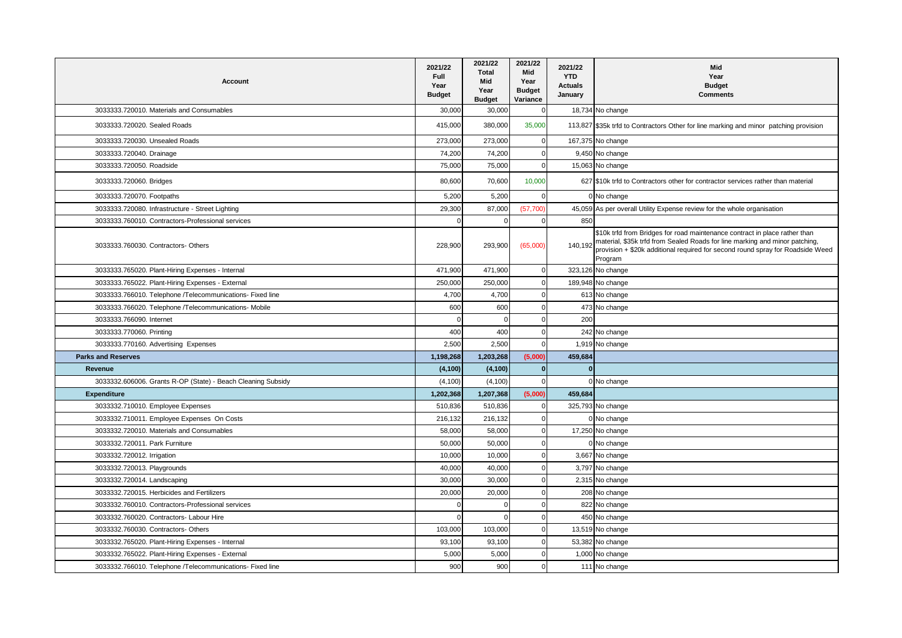| Account | 2021/22 Full Year Budget | 2021/22 Total Mid Year Budget | 2021/22 Mid Year Budget Variance | 2021/22 YTD Actuals January | Mid Year Budget Comments |
|---|---|---|---|---|---|
| 3033333.720010. Materials and Consumables | 30,000 | 30,000 | 0 | 18,734 | No change |
| 3033333.720020. Sealed Roads | 415,000 | 380,000 | 35,000 | 113,827 | $35k trfd to Contractors Other for line marking and minor patching provision |
| 3033333.720030. Unsealed Roads | 273,000 | 273,000 | 0 | 167,375 | No change |
| 3033333.720040. Drainage | 74,200 | 74,200 | 0 | 9,450 | No change |
| 3033333.720050. Roadside | 75,000 | 75,000 | 0 | 15,063 | No change |
| 3033333.720060. Bridges | 80,600 | 70,600 | 10,000 | 627 | $10k trfd to Contractors other for contractor services rather than material |
| 3033333.720070. Footpaths | 5,200 | 5,200 | 0 | 0 | No change |
| 3033333.720080. Infrastructure - Street Lighting | 29,300 | 87,000 | (57,700) | 45,059 | As per overall Utility Expense review for the whole organisation |
| 3033333.760010. Contractors-Professional services | 0 | 0 | 0 | 850 | |
| 3033333.760030. Contractors- Others | 228,900 | 293,900 | (65,000) | 140,192 | $10k trfd from Bridges for road maintenance contract in place rather than material, $35k trfd from Sealed Roads for line marking and minor patching, provision + $20k additional required for second round spray for Roadside Weed Program |
| 3033333.765020. Plant-Hiring Expenses - Internal | 471,900 | 471,900 | 0 | 323,126 | No change |
| 3033333.765022. Plant-Hiring Expenses - External | 250,000 | 250,000 | 0 | 189,948 | No change |
| 3033333.766010. Telephone /Telecommunications- Fixed line | 4,700 | 4,700 | 0 | 613 | No change |
| 3033333.766020. Telephone /Telecommunications- Mobile | 600 | 600 | 0 | 473 | No change |
| 3033333.766090. Internet | 0 | 0 | 0 | 200 | |
| 3033333.770060. Printing | 400 | 400 | 0 | 242 | No change |
| 3033333.770160. Advertising Expenses | 2,500 | 2,500 | 0 | 1,919 | No change |
| **Parks and Reserves** | **1,198,268** | **1,203,268** | **(5,000)** | **459,684** | |
| **Revenue** | **(4,100)** | **(4,100)** | **0** | **0** | |
| 3033332.606006. Grants R-OP (State) - Beach Cleaning Subsidy | (4,100) | (4,100) | 0 | 0 | No change |
| **Expenditure** | **1,202,368** | **1,207,368** | **(5,000)** | **459,684** | |
| 3033332.710010. Employee Expenses | 510,836 | 510,836 | 0 | 325,793 | No change |
| 3033332.710011. Employee Expenses On Costs | 216,132 | 216,132 | 0 | 0 | No change |
| 3033332.720010. Materials and Consumables | 58,000 | 58,000 | 0 | 17,250 | No change |
| 3033332.720011. Park Furniture | 50,000 | 50,000 | 0 | 0 | No change |
| 3033332.720012. Irrigation | 10,000 | 10,000 | 0 | 3,667 | No change |
| 3033332.720013. Playgrounds | 40,000 | 40,000 | 0 | 3,797 | No change |
| 3033332.720014. Landscaping | 30,000 | 30,000 | 0 | 2,315 | No change |
| 3033332.720015. Herbicides and Fertilizers | 20,000 | 20,000 | 0 | 208 | No change |
| 3033332.760010. Contractors-Professional services | 0 | 0 | 0 | 822 | No change |
| 3033332.760020. Contractors- Labour Hire | 0 | 0 | 0 | 450 | No change |
| 3033332.760030. Contractors- Others | 103,000 | 103,000 | 0 | 13,519 | No change |
| 3033332.765020. Plant-Hiring Expenses - Internal | 93,100 | 93,100 | 0 | 53,382 | No change |
| 3033332.765022. Plant-Hiring Expenses - External | 5,000 | 5,000 | 0 | 1,000 | No change |
| 3033332.766010. Telephone /Telecommunications- Fixed line | 900 | 900 | 0 | 111 | No change |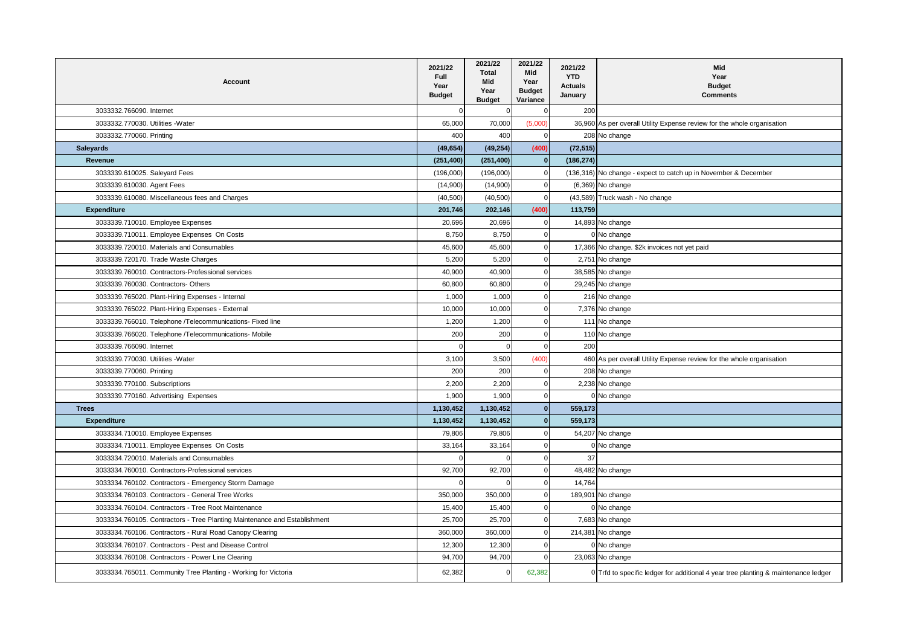| Account | 2021/22 Full Year Budget | 2021/22 Total Mid Year Budget | 2021/22 Mid Year Budget Variance | 2021/22 YTD Actuals January | Mid Year Budget Comments |
|---|---|---|---|---|---|
| 3033332.766090. Internet | 0 | 0 | 0 | 200 | |
| 3033332.770030. Utilities -Water | 65,000 | 70,000 | (5,000) | 36,960 | As per overall Utility Expense review for the whole organisation |
| 3033332.770060. Printing | 400 | 400 | 0 | 208 | No change |
| **Saleyards** | **(49,654)** | **(49,254)** | **(400)** | **(72,515)** | |
| **Revenue** | **(251,400)** | **(251,400)** | **0** | **(186,274)** | |
| 3033339.610025. Saleyard Fees | (196,000) | (196,000) | 0 | (136,316) | No change - expect to catch up in November & December |
| 3033339.610030. Agent Fees | (14,900) | (14,900) | 0 | (6,369) | No change |
| 3033339.610080. Miscellaneous fees and Charges | (40,500) | (40,500) | 0 | (43,589) | Truck wash - No change |
| **Expenditure** | **201,746** | **202,146** | **(400)** | **113,759** | |
| 3033339.710010. Employee Expenses | 20,696 | 20,696 | 0 | 14,893 | No change |
| 3033339.710011. Employee Expenses On Costs | 8,750 | 8,750 | 0 | 0 | No change |
| 3033339.720010. Materials and Consumables | 45,600 | 45,600 | 0 | 17,366 | No change. $2k invoices not yet paid |
| 3033339.720170. Trade Waste Charges | 5,200 | 5,200 | 0 | 2,751 | No change |
| 3033339.760010. Contractors-Professional services | 40,900 | 40,900 | 0 | 38,585 | No change |
| 3033339.760030. Contractors- Others | 60,800 | 60,800 | 0 | 29,245 | No change |
| 3033339.765020. Plant-Hiring Expenses - Internal | 1,000 | 1,000 | 0 | 216 | No change |
| 3033339.765022. Plant-Hiring Expenses - External | 10,000 | 10,000 | 0 | 7,376 | No change |
| 3033339.766010. Telephone /Telecommunications- Fixed line | 1,200 | 1,200 | 0 | 111 | No change |
| 3033339.766020. Telephone /Telecommunications- Mobile | 200 | 200 | 0 | 110 | No change |
| 3033339.766090. Internet | 0 | 0 | 0 | 200 | |
| 3033339.770030. Utilities -Water | 3,100 | 3,500 | (400) | 460 | As per overall Utility Expense review for the whole organisation |
| 3033339.770060. Printing | 200 | 200 | 0 | 208 | No change |
| 3033339.770100. Subscriptions | 2,200 | 2,200 | 0 | 2,238 | No change |
| 3033339.770160. Advertising Expenses | 1,900 | 1,900 | 0 | 0 | No change |
| **Trees** | **1,130,452** | **1,130,452** | **0** | **559,173** | |
| **Expenditure** | **1,130,452** | **1,130,452** | **0** | **559,173** | |
| 3033334.710010. Employee Expenses | 79,806 | 79,806 | 0 | 54,207 | No change |
| 3033334.710011. Employee Expenses On Costs | 33,164 | 33,164 | 0 | 0 | No change |
| 3033334.720010. Materials and Consumables | 0 | 0 | 0 | 37 | |
| 3033334.760010. Contractors-Professional services | 92,700 | 92,700 | 0 | 48,482 | No change |
| 3033334.760102. Contractors - Emergency Storm Damage | 0 | 0 | 0 | 14,764 | |
| 3033334.760103. Contractors - General Tree Works | 350,000 | 350,000 | 0 | 189,901 | No change |
| 3033334.760104. Contractors - Tree Root Maintenance | 15,400 | 15,400 | 0 | 0 | No change |
| 3033334.760105. Contractors - Tree Planting Maintenance and Establishment | 25,700 | 25,700 | 0 | 7,683 | No change |
| 3033334.760106. Contractors - Rural Road Canopy Clearing | 360,000 | 360,000 | 0 | 214,381 | No change |
| 3033334.760107. Contractors - Pest and Disease Control | 12,300 | 12,300 | 0 | 0 | No change |
| 3033334.760108. Contractors - Power Line Clearing | 94,700 | 94,700 | 0 | 23,063 | No change |
| 3033334.765011. Community Tree Planting - Working for Victoria | 62,382 | 0 | 62,382 | 0 | Trfd to specific ledger for additional 4 year tree planting & maintenance ledger |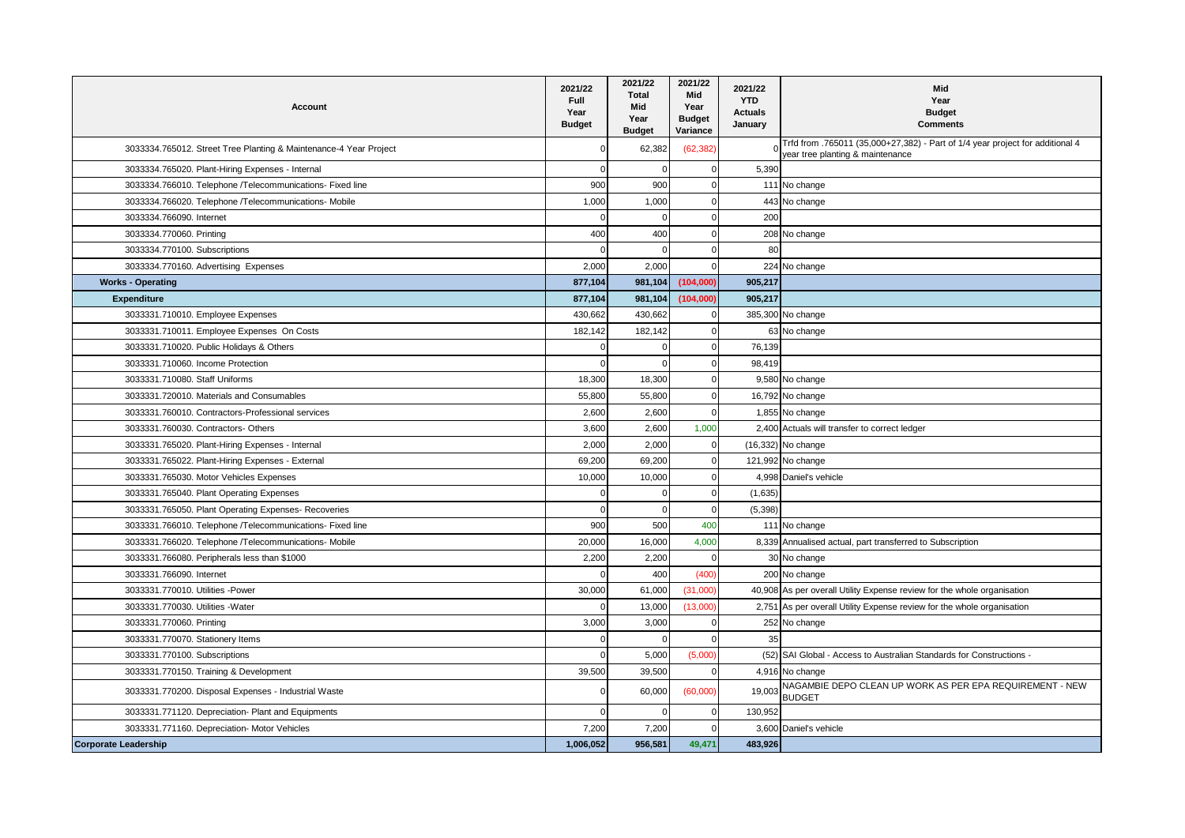| Account | 2021/22 Full Year Budget | 2021/22 Total Mid Year Budget | 2021/22 Mid Year Budget Variance | 2021/22 YTD Actuals January | Mid Year Budget Comments |
|---|---|---|---|---|---|
| 3033334.765012. Street Tree Planting & Maintenance-4 Year Project | 0 | 62,382 | (62,382) | 0 | Trfd from .765011 (35,000+27,382) - Part of 1/4 year project for additional 4 year tree planting & maintenance |
| 3033334.765020. Plant-Hiring Expenses - Internal | 0 | 0 | 0 | 5,390 | |
| 3033334.766010. Telephone /Telecommunications- Fixed line | 900 | 900 | 0 | 111 | No change |
| 3033334.766020. Telephone /Telecommunications- Mobile | 1,000 | 1,000 | 0 | 443 | No change |
| 3033334.766090. Internet | 0 | 0 | 0 | 200 | |
| 3033334.770060. Printing | 400 | 400 | 0 | 208 | No change |
| 3033334.770100. Subscriptions | 0 | 0 | 0 | 80 | |
| 3033334.770160. Advertising Expenses | 2,000 | 2,000 | 0 | 224 | No change |
| **Works - Operating** | **877,104** | **981,104** | **(104,000)** | **905,217** | |
| **Expenditure** | **877,104** | **981,104** | **(104,000)** | **905,217** | |
| 3033331.710010. Employee Expenses | 430,662 | 430,662 | 0 | 385,300 | No change |
| 3033331.710011. Employee Expenses On Costs | 182,142 | 182,142 | 0 | 63 | No change |
| 3033331.710020. Public Holidays & Others | 0 | 0 | 0 | 76,139 | |
| 3033331.710060. Income Protection | 0 | 0 | 0 | 98,419 | |
| 3033331.710080. Staff Uniforms | 18,300 | 18,300 | 0 | 9,580 | No change |
| 3033331.720010. Materials and Consumables | 55,800 | 55,800 | 0 | 16,792 | No change |
| 3033331.760010. Contractors-Professional services | 2,600 | 2,600 | 0 | 1,855 | No change |
| 3033331.760030. Contractors- Others | 3,600 | 2,600 | 1,000 | 2,400 | Actuals will transfer to correct ledger |
| 3033331.765020. Plant-Hiring Expenses - Internal | 2,000 | 2,000 | 0 | (16,332) | No change |
| 3033331.765022. Plant-Hiring Expenses - External | 69,200 | 69,200 | 0 | 121,992 | No change |
| 3033331.765030. Motor Vehicles Expenses | 10,000 | 10,000 | 0 | 4,998 | Daniel's vehicle |
| 3033331.765040. Plant Operating Expenses | 0 | 0 | 0 | (1,635) | |
| 3033331.765050. Plant Operating Expenses- Recoveries | 0 | 0 | 0 | (5,398) | |
| 3033331.766010. Telephone /Telecommunications- Fixed line | 900 | 500 | 400 | 111 | No change |
| 3033331.766020. Telephone /Telecommunications- Mobile | 20,000 | 16,000 | 4,000 | 8,339 | Annualised actual, part transferred to Subscription |
| 3033331.766080. Peripherals less than $1000 | 2,200 | 2,200 | 0 | 30 | No change |
| 3033331.766090. Internet | 0 | 400 | (400) | 200 | No change |
| 3033331.770010. Utilities -Power | 30,000 | 61,000 | (31,000) | 40,908 | As per overall Utility Expense review for the whole organisation |
| 3033331.770030. Utilities -Water | 0 | 13,000 | (13,000) | 2,751 | As per overall Utility Expense review for the whole organisation |
| 3033331.770060. Printing | 3,000 | 3,000 | 0 | 252 | No change |
| 3033331.770070. Stationery Items | 0 | 0 | 0 | 35 | |
| 3033331.770100. Subscriptions | 0 | 5,000 | (5,000) | (52) | SAI Global - Access to Australian Standards for Constructions - |
| 3033331.770150. Training & Development | 39,500 | 39,500 | 0 | 4,916 | No change |
| 3033331.770200. Disposal Expenses - Industrial Waste | 0 | 60,000 | (60,000) | 19,003 | NAGAMBIE DEPO CLEAN UP WORK AS PER EPA REQUIREMENT - NEW BUDGET |
| 3033331.771120. Depreciation- Plant and Equipments | 0 | 0 | 0 | 130,952 | |
| 3033331.771160. Depreciation- Motor Vehicles | 7,200 | 7,200 | 0 | 3,600 | Daniel's vehicle |
| **Corporate Leadership** | **1,006,052** | **956,581** | **49,471** | **483,926** | |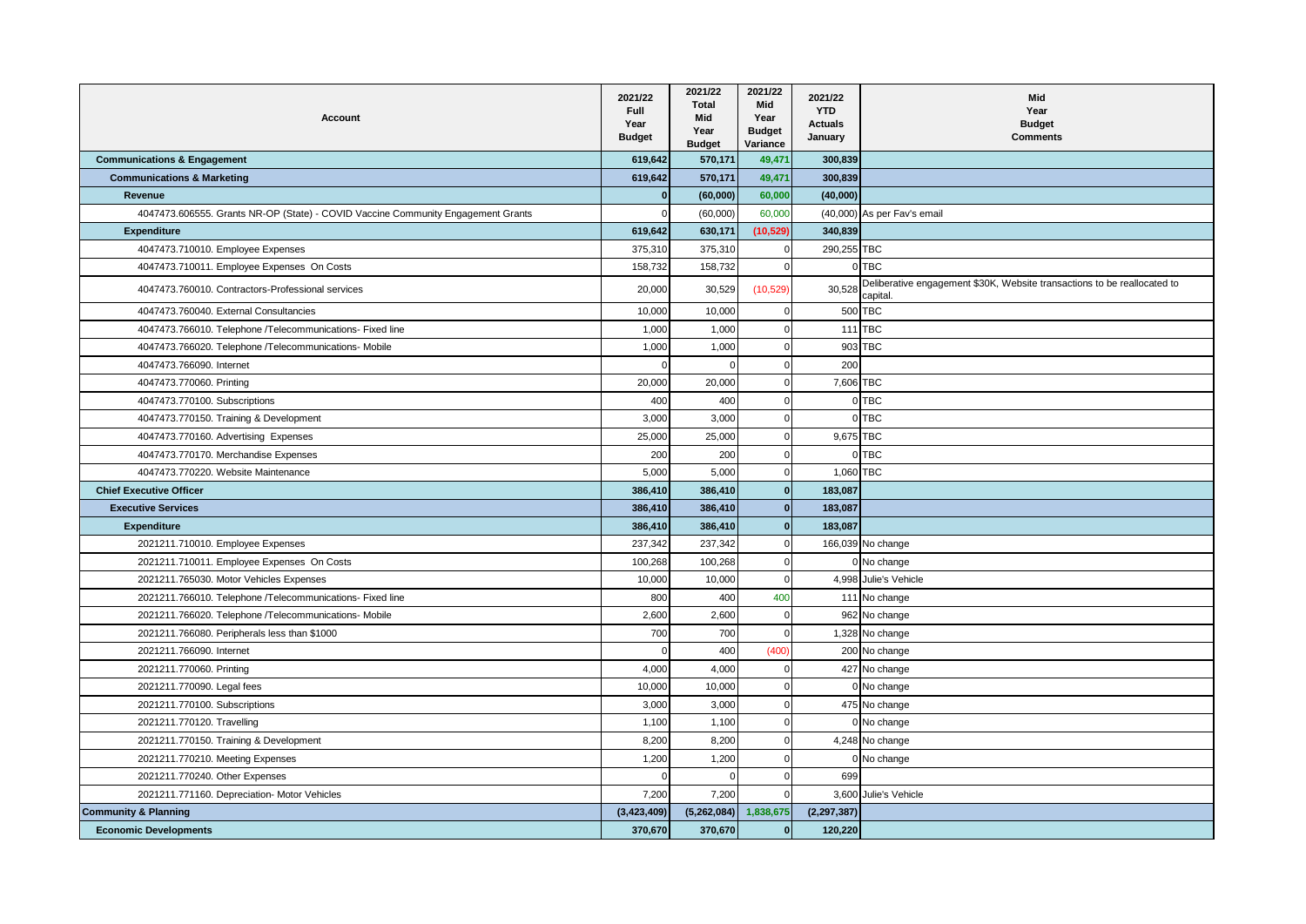| Account | 2021/22 Full Year Budget | 2021/22 Total Mid Year Budget | 2021/22 Mid Year Budget Variance | 2021/22 YTD Actuals January | Mid Year Budget Comments |
|---|---|---|---|---|---|
| **Communications & Engagement** | **619,642** | **570,171** | **49,471** | **300,839** | |
| **Communications & Marketing** | **619,642** | **570,171** | **49,471** | **300,839** | |
| **Revenue** | **0** | **(60,000)** | **60,000** | **(40,000)** | |
| 4047473.606555. Grants NR-OP (State) - COVID Vaccine Community Engagement Grants | 0 | (60,000) | 60,000 | (40,000) | As per Fav's email |
| **Expenditure** | **619,642** | **630,171** | **(10,529)** | **340,839** | |
| 4047473.710010. Employee Expenses | 375,310 | 375,310 | 0 | 290,255 | TBC |
| 4047473.710011. Employee Expenses On Costs | 158,732 | 158,732 | 0 | 0 | TBC |
| 4047473.760010. Contractors-Professional services | 20,000 | 30,529 | (10,529) | 30,528 | Deliberative engagement $30K, Website transactions to be reallocated to capital. |
| 4047473.760040. External Consultancies | 10,000 | 10,000 | 0 | 500 | TBC |
| 4047473.766010. Telephone /Telecommunications- Fixed line | 1,000 | 1,000 | 0 | 111 | TBC |
| 4047473.766020. Telephone /Telecommunications- Mobile | 1,000 | 1,000 | 0 | 903 | TBC |
| 4047473.766090. Internet | 0 | 0 | 0 | 200 | |
| 4047473.770060. Printing | 20,000 | 20,000 | 0 | 7,606 | TBC |
| 4047473.770100. Subscriptions | 400 | 400 | 0 | 0 | TBC |
| 4047473.770150. Training & Development | 3,000 | 3,000 | 0 | 0 | TBC |
| 4047473.770160. Advertising Expenses | 25,000 | 25,000 | 0 | 9,675 | TBC |
| 4047473.770170. Merchandise Expenses | 200 | 200 | 0 | 0 | TBC |
| 4047473.770220. Website Maintenance | 5,000 | 5,000 | 0 | 1,060 | TBC |
| **Chief Executive Officer** | **386,410** | **386,410** | **0** | **183,087** | |
| **Executive Services** | **386,410** | **386,410** | **0** | **183,087** | |
| **Expenditure** | **386,410** | **386,410** | **0** | **183,087** | |
| 2021211.710010. Employee Expenses | 237,342 | 237,342 | 0 | 166,039 | No change |
| 2021211.710011. Employee Expenses On Costs | 100,268 | 100,268 | 0 | 0 | No change |
| 2021211.765030. Motor Vehicles Expenses | 10,000 | 10,000 | 0 | 4,998 | Julie's Vehicle |
| 2021211.766010. Telephone /Telecommunications- Fixed line | 800 | 400 | 400 | 111 | No change |
| 2021211.766020. Telephone /Telecommunications- Mobile | 2,600 | 2,600 | 0 | 962 | No change |
| 2021211.766080. Peripherals less than $1000 | 700 | 700 | 0 | 1,328 | No change |
| 2021211.766090. Internet | 0 | 400 | (400) | 200 | No change |
| 2021211.770060. Printing | 4,000 | 4,000 | 0 | 427 | No change |
| 2021211.770090. Legal fees | 10,000 | 10,000 | 0 | 0 | No change |
| 2021211.770100. Subscriptions | 3,000 | 3,000 | 0 | 475 | No change |
| 2021211.770120. Travelling | 1,100 | 1,100 | 0 | 0 | No change |
| 2021211.770150. Training & Development | 8,200 | 8,200 | 0 | 4,248 | No change |
| 2021211.770210. Meeting Expenses | 1,200 | 1,200 | 0 | 0 | No change |
| 2021211.770240. Other Expenses | 0 | 0 | 0 | 699 | |
| 2021211.771160. Depreciation- Motor Vehicles | 7,200 | 7,200 | 0 | 3,600 | Julie's Vehicle |
| **Community & Planning** | **(3,423,409)** | **(5,262,084)** | **1,838,675** | **(2,297,387)** | |
| **Economic Developments** | **370,670** | **370,670** | **0** | **120,220** | |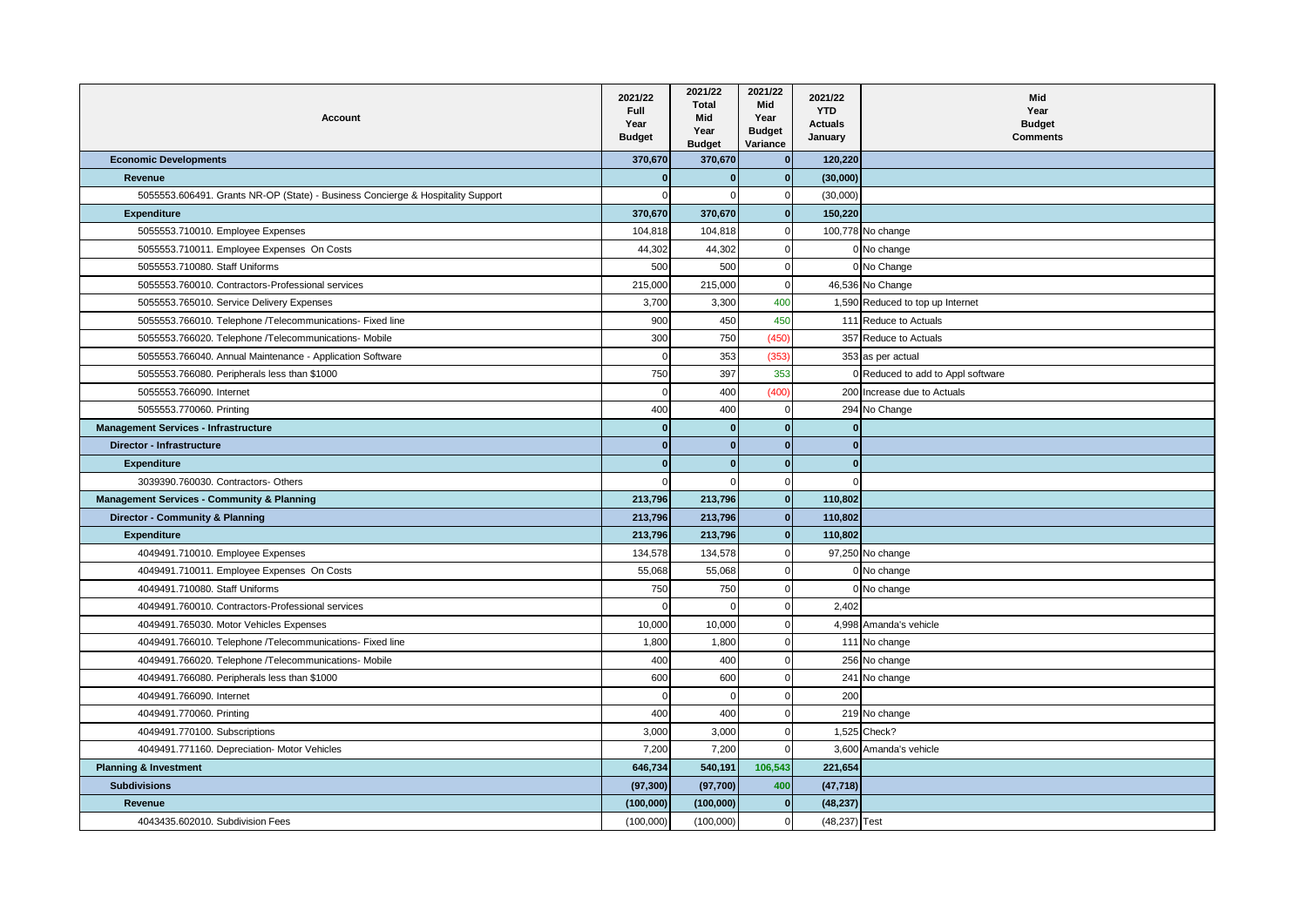| Account | 2021/22 Full Year Budget | 2021/22 Total Mid Year Budget | 2021/22 Mid Year Budget Variance | 2021/22 YTD Actuals January | Mid Year Budget Comments |
|---|---|---|---|---|---|
| **Economic Developments** | **370,670** | **370,670** | **0** | **120,220** | |
| **Revenue** | **0** | **0** | **0** | **(30,000)** | |
| 5055553.606491. Grants NR-OP (State) - Business Concierge & Hospitality Support | 0 | 0 | 0 | (30,000) | |
| **Expenditure** | **370,670** | **370,670** | **0** | **150,220** | |
| 5055553.710010. Employee Expenses | 104,818 | 104,818 | 0 | 100,778 | No change |
| 5055553.710011. Employee Expenses On Costs | 44,302 | 44,302 | 0 | 0 | No change |
| 5055553.710080. Staff Uniforms | 500 | 500 | 0 | 0 | No Change |
| 5055553.760010. Contractors-Professional services | 215,000 | 215,000 | 0 | 46,536 | No Change |
| 5055553.765010. Service Delivery Expenses | 3,700 | 3,300 | 400 | 1,590 | Reduced to top up Internet |
| 5055553.766010. Telephone /Telecommunications- Fixed line | 900 | 450 | 450 | 111 | Reduce to Actuals |
| 5055553.766020. Telephone /Telecommunications- Mobile | 300 | 750 | (450) | 357 | Reduce to Actuals |
| 5055553.766040. Annual Maintenance - Application Software | 0 | 353 | (353) | 353 | as per actual |
| 5055553.766080. Peripherals less than $1000 | 750 | 397 | 353 | 0 | Reduced to add to Appl software |
| 5055553.766090. Internet | 0 | 400 | (400) | 200 | Increase due to Actuals |
| 5055553.770060. Printing | 400 | 400 | 0 | 294 | No Change |
| **Management Services - Infrastructure** | **0** | **0** | **0** | **0** | |
| **Director - Infrastructure** | **0** | **0** | **0** | **0** | |
| **Expenditure** | **0** | **0** | **0** | **0** | |
| 3039390.760030. Contractors- Others | 0 | 0 | 0 | 0 | |
| **Management Services - Community & Planning** | **213,796** | **213,796** | **0** | **110,802** | |
| **Director - Community & Planning** | **213,796** | **213,796** | **0** | **110,802** | |
| **Expenditure** | **213,796** | **213,796** | **0** | **110,802** | |
| 4049491.710010. Employee Expenses | 134,578 | 134,578 | 0 | 97,250 | No change |
| 4049491.710011. Employee Expenses On Costs | 55,068 | 55,068 | 0 | 0 | No change |
| 4049491.710080. Staff Uniforms | 750 | 750 | 0 | 0 | No change |
| 4049491.760010. Contractors-Professional services | 0 | 0 | 0 | 2,402 | |
| 4049491.765030. Motor Vehicles Expenses | 10,000 | 10,000 | 0 | 4,998 | Amanda's vehicle |
| 4049491.766010. Telephone /Telecommunications- Fixed line | 1,800 | 1,800 | 0 | 111 | No change |
| 4049491.766020. Telephone /Telecommunications- Mobile | 400 | 400 | 0 | 256 | No change |
| 4049491.766080. Peripherals less than $1000 | 600 | 600 | 0 | 241 | No change |
| 4049491.766090. Internet | 0 | 0 | 0 | 200 | |
| 4049491.770060. Printing | 400 | 400 | 0 | 219 | No change |
| 4049491.770100. Subscriptions | 3,000 | 3,000 | 0 | 1,525 | Check? |
| 4049491.771160. Depreciation- Motor Vehicles | 7,200 | 7,200 | 0 | 3,600 | Amanda's vehicle |
| **Planning & Investment** | **646,734** | **540,191** | **106,543** | **221,654** | |
| **Subdivisions** | **(97,300)** | **(97,700)** | **400** | **(47,718)** | |
| **Revenue** | **(100,000)** | **(100,000)** | **0** | **(48,237)** | |
| 4043435.602010. Subdivision Fees | (100,000) | (100,000) | 0 | (48,237) | Test |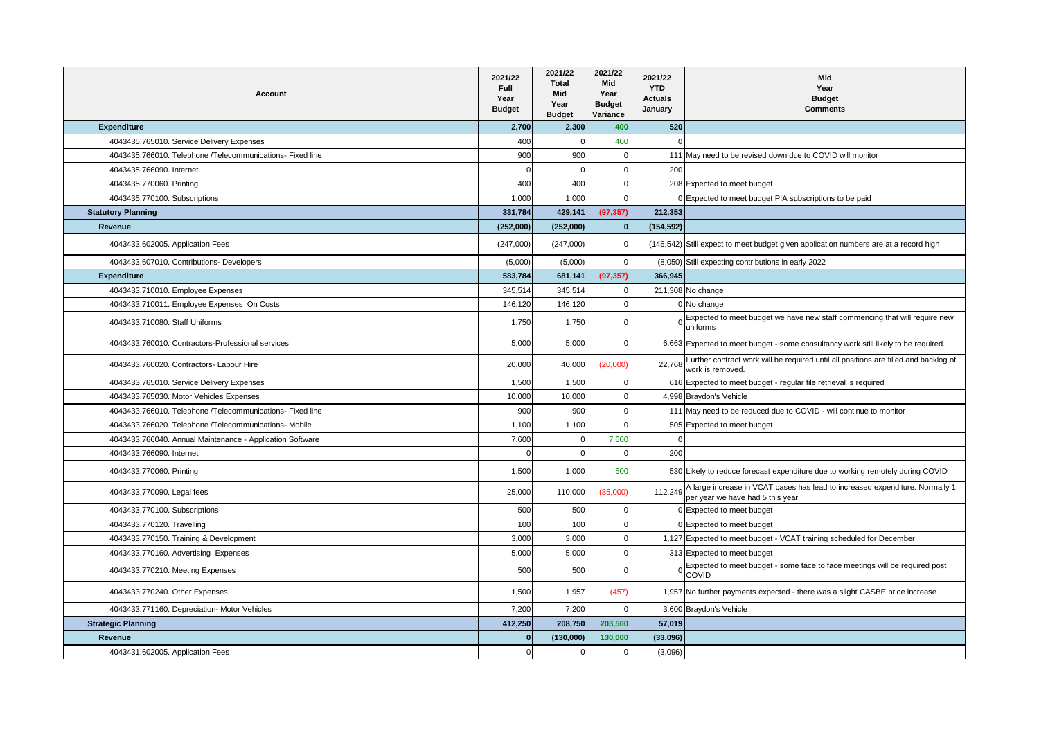| Account | 2021/22 Full Year Budget | 2021/22 Total Mid Year Budget | 2021/22 Mid Year Budget Variance | 2021/22 YTD Actuals January | Mid Year Budget Comments |
|---|---|---|---|---|---|
| **Expenditure** | **2,700** | **2,300** | **400** | **520** | |
| 4043435.765010. Service Delivery Expenses | 400 | 0 | 400 | 0 | |
| 4043435.766010. Telephone /Telecommunications- Fixed line | 900 | 900 | 0 | 111 | May need to be revised down due to COVID will monitor |
| 4043435.766090. Internet | 0 | 0 | 0 | 200 | |
| 4043435.770060. Printing | 400 | 400 | 0 | 208 | Expected to meet budget |
| 4043435.770100. Subscriptions | 1,000 | 1,000 | 0 | 0 | Expected to meet budget PIA subscriptions to be paid |
| **Statutory Planning** | **331,784** | **429,141** | **(97,357)** | **212,353** | |
| **Revenue** | **(252,000)** | **(252,000)** | **0** | **(154,592)** | |
| 4043433.602005. Application Fees | (247,000) | (247,000) | 0 | (146,542) | Still expect to meet budget given application numbers are at a record high |
| 4043433.607010. Contributions- Developers | (5,000) | (5,000) | 0 | (8,050) | Still expecting contributions in early 2022 |
| **Expenditure** | **583,784** | **681,141** | **(97,357)** | **366,945** | |
| 4043433.710010. Employee Expenses | 345,514 | 345,514 | 0 | 211,308 | No change |
| 4043433.710011. Employee Expenses On Costs | 146,120 | 146,120 | 0 | 0 | No change |
| 4043433.710080. Staff Uniforms | 1,750 | 1,750 | 0 | 0 | Expected to meet budget we have new staff commencing that will require new uniforms |
| 4043433.760010. Contractors-Professional services | 5,000 | 5,000 | 0 | 6,663 | Expected to meet budget - some consultancy work still likely to be required. |
| 4043433.760020. Contractors- Labour Hire | 20,000 | 40,000 | (20,000) | 22,768 | Further contract work will be required until all positions are filled and backlog of work is removed. |
| 4043433.765010. Service Delivery Expenses | 1,500 | 1,500 | 0 | 616 | Expected to meet budget - regular file retrieval is required |
| 4043433.765030. Motor Vehicles Expenses | 10,000 | 10,000 | 0 | 4,998 | Braydon's Vehicle |
| 4043433.766010. Telephone /Telecommunications- Fixed line | 900 | 900 | 0 | 111 | May need to be reduced due to COVID - will continue to monitor |
| 4043433.766020. Telephone /Telecommunications- Mobile | 1,100 | 1,100 | 0 | 505 | Expected to meet budget |
| 4043433.766040. Annual Maintenance - Application Software | 7,600 | 0 | 7,600 | 0 | |
| 4043433.766090. Internet | 0 | 0 | 0 | 200 | |
| 4043433.770060. Printing | 1,500 | 1,000 | 500 | 530 | Likely to reduce forecast expenditure due to working remotely during COVID |
| 4043433.770090. Legal fees | 25,000 | 110,000 | (85,000) | 112,249 | A large increase in VCAT cases has lead to increased expenditure. Normally 1 per year we have had 5 this year |
| 4043433.770100. Subscriptions | 500 | 500 | 0 | 0 | Expected to meet budget |
| 4043433.770120. Travelling | 100 | 100 | 0 | 0 | Expected to meet budget |
| 4043433.770150. Training & Development | 3,000 | 3,000 | 0 | 1,127 | Expected to meet budget - VCAT training scheduled for December |
| 4043433.770160. Advertising Expenses | 5,000 | 5,000 | 0 | 313 | Expected to meet budget |
| 4043433.770210. Meeting Expenses | 500 | 500 | 0 | 0 | Expected to meet budget - some face to face meetings will be required post COVID |
| 4043433.770240. Other Expenses | 1,500 | 1,957 | (457) | 1,957 | No further payments expected - there was a slight CASBE price increase |
| 4043433.771160. Depreciation- Motor Vehicles | 7,200 | 7,200 | 0 | 3,600 | Braydon's Vehicle |
| **Strategic Planning** | **412,250** | **208,750** | **203,500** | **57,019** | |
| **Revenue** | **0** | **(130,000)** | **130,000** | **(33,096)** | |
| 4043431.602005. Application Fees | 0 | 0 | 0 | (3,096) | |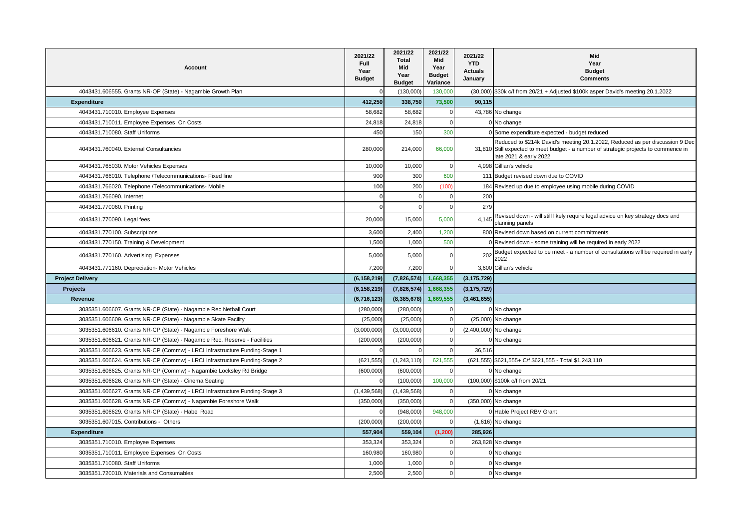| Account | 2021/22 Full Year Budget | 2021/22 Total Mid Year Budget | 2021/22 Mid Year Budget Variance | 2021/22 YTD Actuals January | Mid Year Budget Comments |
|---|---|---|---|---|---|
| 4043431.606555. Grants NR-OP (State) - Nagambie Growth Plan | 0 | (130,000) | 130,000 | (30,000) | $30k c/f from 20/21 + Adjusted $100k asper David's meeting 20.1.2022 |
| **Expenditure** | **412,250** | **338,750** | **73,500** | **90,115** | |
| 4043431.710010. Employee Expenses | 58,682 | 58,682 | 0 | 43,786 | No change |
| 4043431.710011. Employee Expenses On Costs | 24,818 | 24,818 | 0 | 0 | No change |
| 4043431.710080. Staff Uniforms | 450 | 150 | 300 | 0 | Some expenditure expected - budget reduced |
| 4043431.760040. External Consultancies | 280,000 | 214,000 | 66,000 | 31,810 | Reduced to $214k David's meeting 20.1.2022, Reduced as per discussion 9 Dec Still expected to meet budget - a number of strategic projects to commence in late 2021 & early 2022 |
| 4043431.765030. Motor Vehicles Expenses | 10,000 | 10,000 | 0 | 4,998 | Gillian's vehicle |
| 4043431.766010. Telephone /Telecommunications- Fixed line | 900 | 300 | 600 | 111 | Budget revised down due to COVID |
| 4043431.766020. Telephone /Telecommunications- Mobile | 100 | 200 | (100) | 184 | Revised up due to employee using mobile during COVID |
| 4043431.766090. Internet | 0 | 0 | 0 | 200 | |
| 4043431.770060. Printing | 0 | 0 | 0 | 279 | |
| 4043431.770090. Legal fees | 20,000 | 15,000 | 5,000 | 4,145 | Revised down - will still likely require legal advice on key strategy docs and planning panels |
| 4043431.770100. Subscriptions | 3,600 | 2,400 | 1,200 | 800 | Revised down based on current commitments |
| 4043431.770150. Training & Development | 1,500 | 1,000 | 500 | 0 | Revised down - some training will be required in early 2022 |
| 4043431.770160. Advertising Expenses | 5,000 | 5,000 | 0 | 202 | Budget expected to be meet - a number of consultations will be required in early 2022 |
| 4043431.771160. Depreciation- Motor Vehicles | 7,200 | 7,200 | 0 | 3,600 | Gillian's vehicle |
| **Project Delivery** | **(6,158,219)** | **(7,826,574)** | **1,668,355** | **(3,175,729)** | |
| **Projects** | **(6,158,219)** | **(7,826,574)** | **1,668,355** | **(3,175,729)** | |
| **Revenue** | **(6,716,123)** | **(8,385,678)** | **1,669,555** | **(3,461,655)** | |
| 3035351.606607. Grants NR-CP (State) - Nagambie Rec Netball Court | (280,000) | (280,000) | 0 | 0 | No change |
| 3035351.606609. Grants NR-CP (State) - Nagambie Skate Facility | (25,000) | (25,000) | 0 | (25,000) | No change |
| 3035351.606610. Grants NR-CP (State) - Nagambie Foreshore Walk | (3,000,000) | (3,000,000) | 0 | (2,400,000) | No change |
| 3035351.606621. Grants NR-CP (State) - Nagambie Rec. Reserve - Facilities | (200,000) | (200,000) | 0 | 0 | No change |
| 3035351.606623. Grants NR-CP (Commw) - LRCI Infrastructure Funding-Stage 1 | 0 | 0 | 0 | 36,516 | |
| 3035351.606624. Grants NR-CP (Commw) - LRCI Infrastructure Funding-Stage 2 | (621,555) | (1,243,110) | 621,555 | (621,555) | $621,555+ C/f $621,555 - Total $1,243,110 |
| 3035351.606625. Grants NR-CP (Commw) - Nagambie Locksley Rd Bridge | (600,000) | (600,000) | 0 | 0 | No change |
| 3035351.606626. Grants NR-CP (State) - Cinema Seating | 0 | (100,000) | 100,000 | (100,000) | $100k c/f from 20/21 |
| 3035351.606627. Grants NR-CP (Commw) - LRCI Infrastructure Funding-Stage 3 | (1,439,568) | (1,439,568) | 0 | 0 | No change |
| 3035351.606628. Grants NR-CP (Commw) - Nagambie Foreshore Walk | (350,000) | (350,000) | 0 | (350,000) | No change |
| 3035351.606629. Grants NR-CP (State) - Habel Road | 0 | (948,000) | 948,000 | 0 | Hable Project RBV Grant |
| 3035351.607015. Contributions - Others | (200,000) | (200,000) | 0 | (1,616) | No change |
| **Expenditure** | **557,904** | **559,104** | **(1,200)** | **285,926** | |
| 3035351.710010. Employee Expenses | 353,324 | 353,324 | 0 | 263,828 | No change |
| 3035351.710011. Employee Expenses On Costs | 160,980 | 160,980 | 0 | 0 | No change |
| 3035351.710080. Staff Uniforms | 1,000 | 1,000 | 0 | 0 | No change |
| 3035351.720010. Materials and Consumables | 2,500 | 2,500 | 0 | 0 | No change |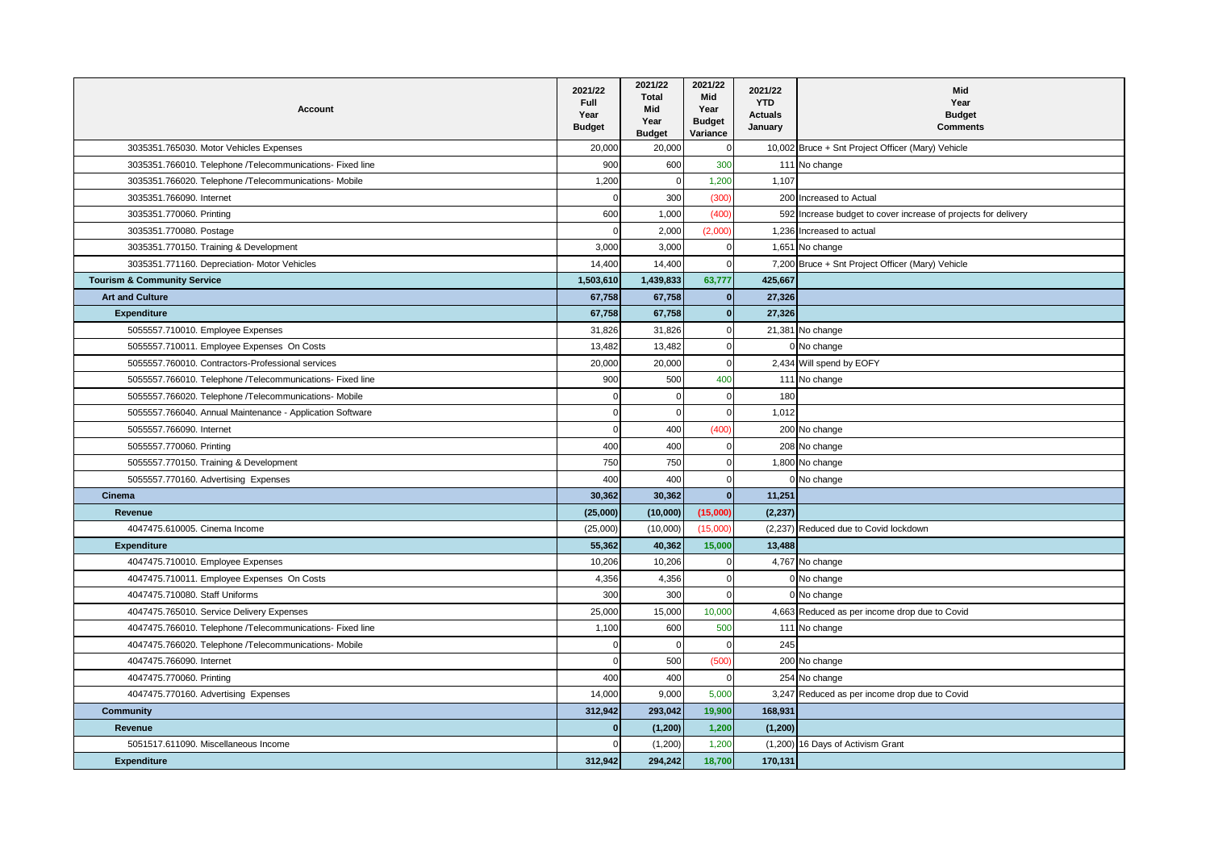| Account | 2021/22 Full Year Budget | 2021/22 Total Mid Year Budget | 2021/22 Mid Year Budget Variance | 2021/22 YTD Actuals January | Mid Year Budget Comments |
|---|---|---|---|---|---|
| 3035351.765030. Motor Vehicles Expenses | 20,000 | 20,000 | 0 | 10,002 | Bruce + Snt Project Officer (Mary) Vehicle |
| 3035351.766010. Telephone /Telecommunications- Fixed line | 900 | 600 | 300 | 111 | No change |
| 3035351.766020. Telephone /Telecommunications- Mobile | 1,200 | 0 | 1,200 | 1,107 | |
| 3035351.766090. Internet | 0 | 300 | (300) | 200 | Increased to Actual |
| 3035351.770060. Printing | 600 | 1,000 | (400) | 592 | Increase budget to cover increase of projects for delivery |
| 3035351.770080. Postage | 0 | 2,000 | (2,000) | 1,236 | Increased to actual |
| 3035351.770150. Training & Development | 3,000 | 3,000 | 0 | 1,651 | No change |
| 3035351.771160. Depreciation- Motor Vehicles | 14,400 | 14,400 | 0 | 7,200 | Bruce + Snt Project Officer (Mary) Vehicle |
| **Tourism & Community Service** | **1,503,610** | **1,439,833** | **63,777** | **425,667** | |
| **Art and Culture** | **67,758** | **67,758** | **0** | **27,326** | |
| **Expenditure** | **67,758** | **67,758** | **0** | **27,326** | |
| 5055557.710010. Employee Expenses | 31,826 | 31,826 | 0 | 21,381 | No change |
| 5055557.710011. Employee Expenses On Costs | 13,482 | 13,482 | 0 | 0 | No change |
| 5055557.760010. Contractors-Professional services | 20,000 | 20,000 | 0 | 2,434 | Will spend by EOFY |
| 5055557.766010. Telephone /Telecommunications- Fixed line | 900 | 500 | 400 | 111 | No change |
| 5055557.766020. Telephone /Telecommunications- Mobile | 0 | 0 | 0 | 180 | |
| 5055557.766040. Annual Maintenance - Application Software | 0 | 0 | 0 | 1,012 | |
| 5055557.766090. Internet | 0 | 400 | (400) | 200 | No change |
| 5055557.770060. Printing | 400 | 400 | 0 | 208 | No change |
| 5055557.770150. Training & Development | 750 | 750 | 0 | 1,800 | No change |
| 5055557.770160. Advertising Expenses | 400 | 400 | 0 | 0 | No change |
| **Cinema** | **30,362** | **30,362** | **0** | **11,251** | |
| **Revenue** | **(25,000)** | **(10,000)** | **(15,000)** | **(2,237)** | |
| 4047475.610005. Cinema Income | (25,000) | (10,000) | (15,000) | (2,237) | Reduced due to Covid lockdown |
| **Expenditure** | **55,362** | **40,362** | **15,000** | **13,488** | |
| 4047475.710010. Employee Expenses | 10,206 | 10,206 | 0 | 4,767 | No change |
| 4047475.710011. Employee Expenses On Costs | 4,356 | 4,356 | 0 | 0 | No change |
| 4047475.710080. Staff Uniforms | 300 | 300 | 0 | 0 | No change |
| 4047475.765010. Service Delivery Expenses | 25,000 | 15,000 | 10,000 | 4,663 | Reduced as per income drop due to Covid |
| 4047475.766010. Telephone /Telecommunications- Fixed line | 1,100 | 600 | 500 | 111 | No change |
| 4047475.766020. Telephone /Telecommunications- Mobile | 0 | 0 | 0 | 245 | |
| 4047475.766090. Internet | 0 | 500 | (500) | 200 | No change |
| 4047475.770060. Printing | 400 | 400 | 0 | 254 | No change |
| 4047475.770160. Advertising Expenses | 14,000 | 9,000 | 5,000 | 3,247 | Reduced as per income drop due to Covid |
| **Community** | **312,942** | **293,042** | **19,900** | **168,931** | |
| **Revenue** | **0** | **(1,200)** | **1,200** | **(1,200)** | |
| 5051517.611090. Miscellaneous Income | 0 | (1,200) | 1,200 | (1,200) | 16 Days of Activism Grant |
| **Expenditure** | **312,942** | **294,242** | **18,700** | **170,131** | |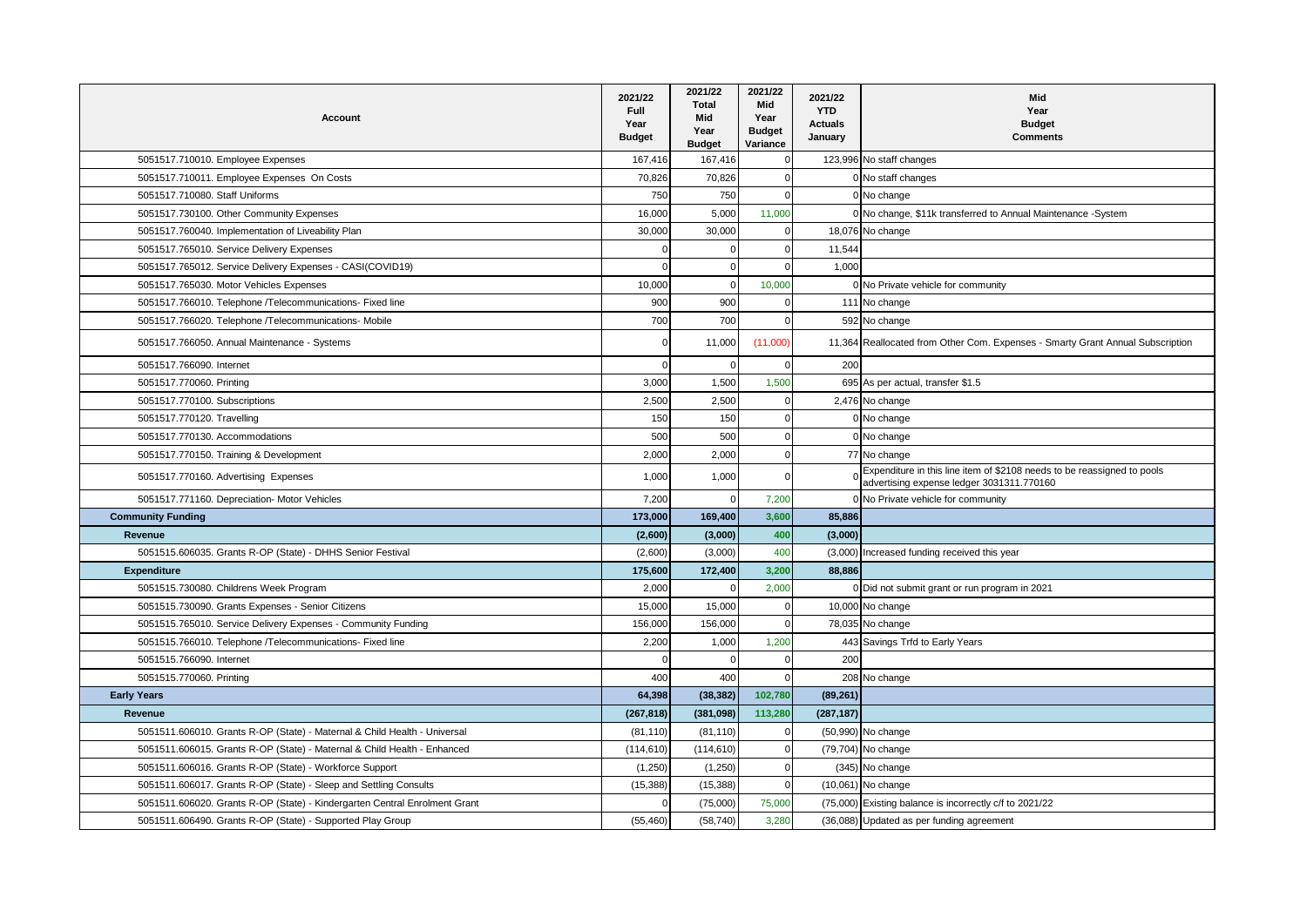| Account | 2021/22 Full Year Budget | 2021/22 Total Mid Year Budget | 2021/22 Mid Year Budget Variance | 2021/22 YTD Actuals January | Mid Year Budget Comments |
|---|---|---|---|---|---|
| 5051517.710010. Employee Expenses | 167,416 | 167,416 | 0 | 123,996 | No staff changes |
| 5051517.710011. Employee Expenses On Costs | 70,826 | 70,826 | 0 | 0 | No staff changes |
| 5051517.710080. Staff Uniforms | 750 | 750 | 0 | 0 | No change |
| 5051517.730100. Other Community Expenses | 16,000 | 5,000 | 11,000 | 0 | No change, $11k transferred to Annual Maintenance -System |
| 5051517.760040. Implementation of Liveability Plan | 30,000 | 30,000 | 0 | 18,076 | No change |
| 5051517.765010. Service Delivery Expenses | 0 | 0 | 0 | 11,544 | |
| 5051517.765012. Service Delivery Expenses - CASI(COVID19) | 0 | 0 | 0 | 1,000 | |
| 5051517.765030. Motor Vehicles Expenses | 10,000 | 0 | 10,000 | 0 | No Private vehicle for community |
| 5051517.766010. Telephone /Telecommunications- Fixed line | 900 | 900 | 0 | 111 | No change |
| 5051517.766020. Telephone /Telecommunications- Mobile | 700 | 700 | 0 | 592 | No change |
| 5051517.766050. Annual Maintenance - Systems | 0 | 11,000 | (11,000) | 11,364 | Reallocated from Other Com. Expenses - Smarty Grant Annual Subscription |
| 5051517.766090. Internet | 0 | 0 | 0 | 200 | |
| 5051517.770060. Printing | 3,000 | 1,500 | 1,500 | 695 | As per actual, transfer $1.5 |
| 5051517.770100. Subscriptions | 2,500 | 2,500 | 0 | 2,476 | No change |
| 5051517.770120. Travelling | 150 | 150 | 0 | 0 | No change |
| 5051517.770130. Accommodations | 500 | 500 | 0 | 0 | No change |
| 5051517.770150. Training & Development | 2,000 | 2,000 | 0 | 77 | No change |
| 5051517.770160. Advertising Expenses | 1,000 | 1,000 | 0 | 0 | Expenditure in this line item of $2108 needs to be reassigned to pools advertising expense ledger 3031311.770160 |
| 5051517.771160. Depreciation- Motor Vehicles | 7,200 | 0 | 7,200 | 0 | No Private vehicle for community |
| **Community Funding** | **173,000** | **169,400** | **3,600** | **85,886** | |
| **Revenue** | **(2,600)** | **(3,000)** | **400** | **(3,000)** | |
| 5051515.606035. Grants R-OP (State) - DHHS Senior Festival | (2,600) | (3,000) | 400 | (3,000) | Increased funding received this year |
| **Expenditure** | **175,600** | **172,400** | **3,200** | **88,886** | |
| 5051515.730080. Childrens Week Program | 2,000 | 0 | 2,000 | 0 | Did not submit grant or run program in 2021 |
| 5051515.730090. Grants Expenses - Senior Citizens | 15,000 | 15,000 | 0 | 10,000 | No change |
| 5051515.765010. Service Delivery Expenses - Community Funding | 156,000 | 156,000 | 0 | 78,035 | No change |
| 5051515.766010. Telephone /Telecommunications- Fixed line | 2,200 | 1,000 | 1,200 | 443 | Savings Trfd to Early Years |
| 5051515.766090. Internet | 0 | 0 | 0 | 200 | |
| 5051515.770060. Printing | 400 | 400 | 0 | 208 | No change |
| **Early Years** | **64,398** | **(38,382)** | **102,780** | **(89,261)** | |
| **Revenue** | **(267,818)** | **(381,098)** | **113,280** | **(287,187)** | |
| 5051511.606010. Grants R-OP (State) - Maternal & Child Health - Universal | (81,110) | (81,110) | 0 | (50,990) | No change |
| 5051511.606015. Grants R-OP (State) - Maternal & Child Health - Enhanced | (114,610) | (114,610) | 0 | (79,704) | No change |
| 5051511.606016. Grants R-OP (State) - Workforce Support | (1,250) | (1,250) | 0 | (345) | No change |
| 5051511.606017. Grants R-OP (State) - Sleep and Settling Consults | (15,388) | (15,388) | 0 | (10,061) | No change |
| 5051511.606020. Grants R-OP (State) - Kindergarten Central Enrolment Grant | 0 | (75,000) | 75,000 | (75,000) | Existing balance is incorrectly c/f to 2021/22 |
| 5051511.606490. Grants R-OP (State) - Supported Play Group | (55,460) | (58,740) | 3,280 | (36,088) | Updated as per funding agreement |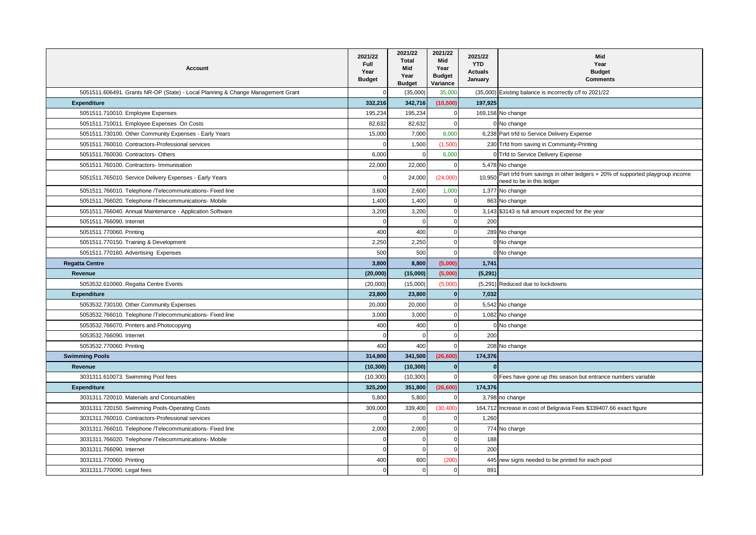| Account | 2021/22 Full Year Budget | 2021/22 Total Mid Year Budget | 2021/22 Mid Year Budget Variance | 2021/22 YTD Actuals January | Mid Year Budget Comments |
|---|---|---|---|---|---|
| 5051511.606491. Grants NR-OP (State) - Local Planning & Change Management Grant | 0 | (35,000) | 35,000 | (35,000) | Existing balance is incorrectly c/f to 2021/22 |
| **Expenditure** | **332,216** | **342,716** | **(10,500)** | **197,925** | |
| 5051511.710010. Employee Expenses | 195,234 | 195,234 | 0 | 169,158 | No change |
| 5051511.710011. Employee Expenses On Costs | 82,632 | 82,632 | 0 | 0 | No change |
| 5051511.730100. Other Community Expenses - Early Years | 15,000 | 7,000 | 8,000 | 6,238 | Part trfd to Service Delivery Expense |
| 5051511.760010. Contractors-Professional services | 0 | 1,500 | (1,500) | 230 | Trfd from saving in Community-Printing |
| 5051511.760030. Contractors- Others | 6,000 | 0 | 6,000 | 0 | Trfd to Service Delivery Expense |
| 5051511.760100. Contractors- Immunisation | 22,000 | 22,000 | 0 | 5,478 | No change |
| 5051511.765010. Service Delivery Expenses - Early Years | 0 | 24,000 | (24,000) | 10,950 | Part trfd from savings in other ledgers + 20% of supported playgroup income need to be in this ledger |
| 5051511.766010. Telephone /Telecommunications- Fixed line | 3,600 | 2,600 | 1,000 | 1,377 | No change |
| 5051511.766020. Telephone /Telecommunications- Mobile | 1,400 | 1,400 | 0 | 863 | No change |
| 5051511.766040. Annual Maintenance - Application Software | 3,200 | 3,200 | 0 | 3,143 | $3143 is full amount expected for the year |
| 5051511.766090. Internet | 0 | 0 | 0 | 200 | |
| 5051511.770060. Printing | 400 | 400 | 0 | 289 | No change |
| 5051511.770150. Training & Development | 2,250 | 2,250 | 0 | 0 | No change |
| 5051511.770160. Advertising Expenses | 500 | 500 | 0 | 0 | No change |
| **Regatta Centre** | **3,800** | **8,800** | **(5,000)** | **1,741** | |
| **Revenue** | **(20,000)** | **(15,000)** | **(5,000)** | **(5,291)** | |
| 5053532.610060. Regatta Centre Events | (20,000) | (15,000) | (5,000) | (5,291) | Reduced due to lockdowns |
| **Expenditure** | **23,800** | **23,800** | **0** | **7,032** | |
| 5053532.730100. Other Community Expenses | 20,000 | 20,000 | 0 | 5,542 | No change |
| 5053532.766010. Telephone /Telecommunications- Fixed line | 3,000 | 3,000 | 0 | 1,082 | No change |
| 5053532.766070. Printers and Photocopying | 400 | 400 | 0 | 0 | No change |
| 5053532.766090. Internet | 0 | 0 | 0 | 200 | |
| 5053532.770060. Printing | 400 | 400 | 0 | 208 | No change |
| **Swimming Pools** | **314,900** | **341,500** | **(26,600)** | **174,376** | |
| **Revenue** | **(10,300)** | **(10,300)** | **0** | **0** | |
| 3031311.610073. Swimming Pool fees | (10,300) | (10,300) | 0 | 0 | Fees have gone up this season but entrance numbers variable |
| **Expenditure** | **325,200** | **351,800** | **(26,600)** | **174,376** | |
| 3031311.720010. Materials and Consumables | 5,800 | 5,800 | 0 | 3,798 | no change |
| 3031311.720150. Swimming Pools-Operating Costs | 309,000 | 339,400 | (30,400) | 164,712 | Increase in cost of Belgravia Fees $339407.66 exact figure |
| 3031311.760010. Contractors-Professional services | 0 | 0 | 0 | 1,260 | |
| 3031311.766010. Telephone /Telecommunications- Fixed line | 2,000 | 2,000 | 0 | 774 | No charge |
| 3031311.766020. Telephone /Telecommunications- Mobile | 0 | 0 | 0 | 188 | |
| 3031311.766090. Internet | 0 | 0 | 0 | 200 | |
| 3031311.770060. Printing | 400 | 600 | (200) | 445 | new signs needed to be printed for each pool |
| 3031311.770090. Legal fees | 0 | 0 | 0 | 891 | |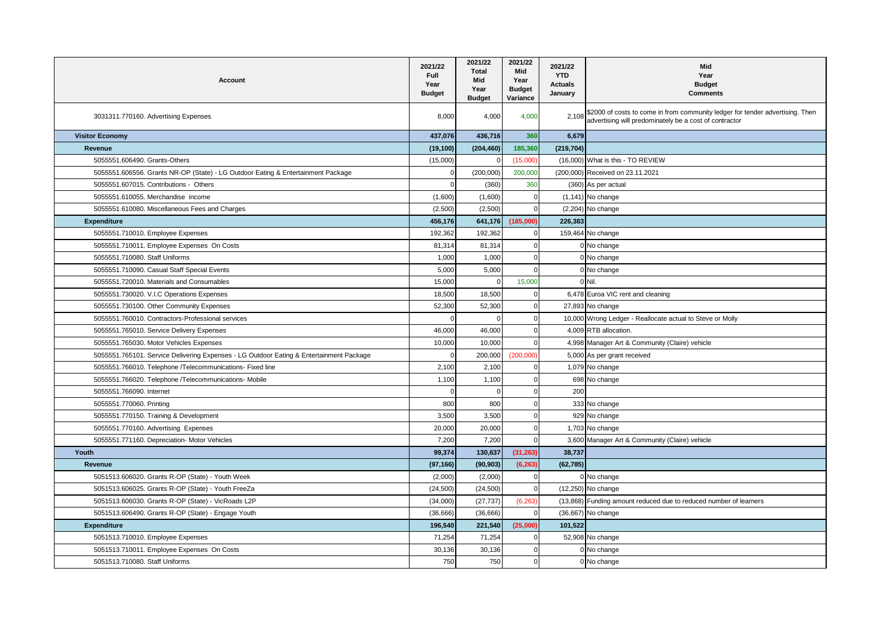| Account | 2021/22 Full Year Budget | 2021/22 Total Mid Year Budget | 2021/22 Mid Year Budget Variance | 2021/22 YTD Actuals January | Mid Year Budget Comments |
|---|---|---|---|---|---|
| 3031311.770160. Advertising Expenses | 8,000 | 4,000 | 4,000 | 2,108 | $2000 of costs to come in from community ledger for tender advertising. Then advertising will predominately be a cost of contractor |
| **Visitor Economy** | **437,076** | **436,716** | **360** | **6,679** | |
| **Revenue** | **(19,100)** | **(204,460)** | **185,360** | **(219,704)** | |
| 5055551.606490. Grants-Others | (15,000) | 0 | (15,000) | (16,000) | What is this - TO REVIEW |
| 5055551.606556. Grants NR-OP (State) - LG Outdoor Eating & Entertainment Package | 0 | (200,000) | 200,000 | (200,000) | Received on 23.11.2021 |
| 5055551.607015. Contributions - Others | 0 | (360) | 360 | (360) | As per actual |
| 5055551.610055. Merchandise income | (1,600) | (1,600) | 0 | (1,141) | No change |
| 5055551.610080. Miscellaneous Fees and Charges | (2,500) | (2,500) | 0 | (2,204) | No change |
| **Expenditure** | **456,176** | **641,176** | **(185,000)** | **226,383** | |
| 5055551.710010. Employee Expenses | 192,362 | 192,362 | 0 | 159,464 | No change |
| 5055551.710011. Employee Expenses On Costs | 81,314 | 81,314 | 0 | 0 | No change |
| 5055551.710080. Staff Uniforms | 1,000 | 1,000 | 0 | 0 | No change |
| 5055551.710090. Casual Staff Special Events | 5,000 | 5,000 | 0 | 0 | No change |
| 5055551.720010. Materials and Consumables | 15,000 | 0 | 15,000 | 0 | Nil. |
| 5055551.730020. V.I.C Operations Expenses | 18,500 | 18,500 | 0 | 6,478 | Euroa VIC rent and cleaning |
| 5055551.730100. Other Community Expenses | 52,300 | 52,300 | 0 | 27,893 | No change |
| 5055551.760010. Contractors-Professional services | 0 | 0 | 0 | 10,000 | Wrong Ledger - Reallocate actual to Steve or Molly |
| 5055551.765010. Service Delivery Expenses | 46,000 | 46,000 | 0 | 4,009 | RTB allocation. |
| 5055551.765030. Motor Vehicles Expenses | 10,000 | 10,000 | 0 | 4,998 | Manager Art & Community (Claire) vehicle |
| 5055551.765101. Service Delivering Expenses - LG Outdoor Eating & Entertainment Package | 0 | 200,000 | (200,000) | 5,000 | As per grant received |
| 5055551.766010. Telephone /Telecommunications- Fixed line | 2,100 | 2,100 | 0 | 1,079 | No change |
| 5055551.766020. Telephone /Telecommunications- Mobile | 1,100 | 1,100 | 0 | 698 | No change |
| 5055551.766090. Internet | 0 | 0 | 0 | 200 | |
| 5055551.770060. Printing | 800 | 800 | 0 | 333 | No change |
| 5055551.770150. Training & Development | 3,500 | 3,500 | 0 | 929 | No change |
| 5055551.770160. Advertising Expenses | 20,000 | 20,000 | 0 | 1,703 | No change |
| 5055551.771160. Depreciation- Motor Vehicles | 7,200 | 7,200 | 0 | 3,600 | Manager Art & Community (Claire) vehicle |
| **Youth** | **99,374** | **130,637** | **(31,263)** | **38,737** | |
| **Revenue** | **(97,166)** | **(90,903)** | **(6,263)** | **(62,785)** | |
| 5051513.606020. Grants R-OP (State) - Youth Week | (2,000) | (2,000) | 0 | 0 | No change |
| 5051513.606025. Grants R-OP (State) - Youth FreeZa | (24,500) | (24,500) | 0 | (12,250) | No change |
| 5051513.606030. Grants R-OP (State) - VicRoads L2P | (34,000) | (27,737) | (6,263) | (13,868) | Funding amount reduced due to reduced number of learners |
| 5051513.606490. Grants R-OP (State) - Engage Youth | (36,666) | (36,666) | 0 | (36,667) | No change |
| **Expenditure** | **196,540** | **221,540** | **(25,000)** | **101,522** | |
| 5051513.710010. Employee Expenses | 71,254 | 71,254 | 0 | 52,908 | No change |
| 5051513.710011. Employee Expenses On Costs | 30,136 | 30,136 | 0 | 0 | No change |
| 5051513.710080. Staff Uniforms | 750 | 750 | 0 | 0 | No change |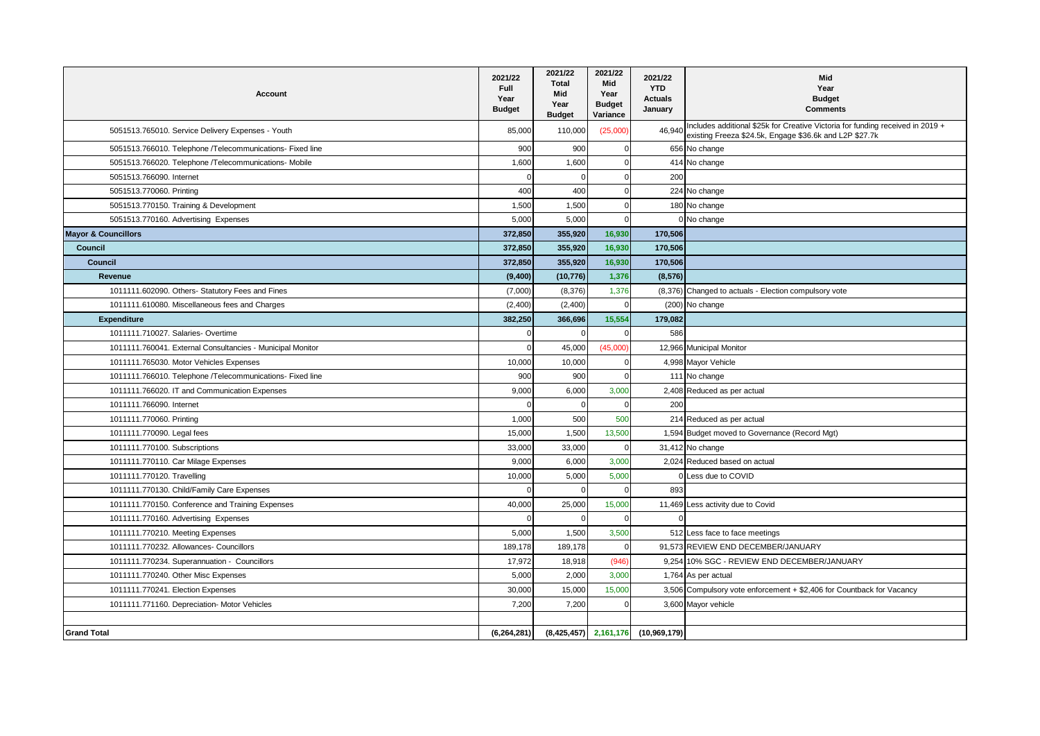| Account | 2021/22 Full Year Budget | 2021/22 Total Mid Year Budget | 2021/22 Mid Year Budget Variance | 2021/22 YTD Actuals January | Mid Year Budget Comments |
|---|---|---|---|---|---|
| 5051513.765010. Service Delivery Expenses - Youth | 85,000 | 110,000 | (25,000) | 46,940 | Includes additional $25k for Creative Victoria for funding received in 2019 + existing Freeza $24.5k, Engage $36.6k and L2P $27.7k |
| 5051513.766010. Telephone /Telecommunications- Fixed line | 900 | 900 | 0 | 656 | No change |
| 5051513.766020. Telephone /Telecommunications- Mobile | 1,600 | 1,600 | 0 | 414 | No change |
| 5051513.766090. Internet | 0 | 0 | 0 | 200 | |
| 5051513.770060. Printing | 400 | 400 | 0 | 224 | No change |
| 5051513.770150. Training & Development | 1,500 | 1,500 | 0 | 180 | No change |
| 5051513.770160. Advertising Expenses | 5,000 | 5,000 | 0 | 0 | No change |
| **Mayor & Councillors** | **372,850** | **355,920** | **16,930** | **170,506** | |
| **Council** | **372,850** | **355,920** | **16,930** | **170,506** | |
| **Council** | **372,850** | **355,920** | **16,930** | **170,506** | |
| **Revenue** | **(9,400)** | **(10,776)** | **1,376** | **(8,576)** | |
| 1011111.602090. Others- Statutory Fees and Fines | (7,000) | (8,376) | 1,376 | (8,376) | Changed to actuals - Election compulsory vote |
| 1011111.610080. Miscellaneous fees and Charges | (2,400) | (2,400) | 0 | (200) | No change |
| **Expenditure** | **382,250** | **366,696** | **15,554** | **179,082** | |
| 1011111.710027. Salaries- Overtime | 0 | 0 | 0 | 586 | |
| 1011111.760041. External Consultancies - Municipal Monitor | 0 | 45,000 | (45,000) | 12,966 | Municipal Monitor |
| 1011111.765030. Motor Vehicles Expenses | 10,000 | 10,000 | 0 | 4,998 | Mayor Vehicle |
| 1011111.766010. Telephone /Telecommunications- Fixed line | 900 | 900 | 0 | 111 | No change |
| 1011111.766020. IT and Communication Expenses | 9,000 | 6,000 | 3,000 | 2,408 | Reduced as per actual |
| 1011111.766090. Internet | 0 | 0 | 0 | 200 | |
| 1011111.770060. Printing | 1,000 | 500 | 500 | 214 | Reduced as per actual |
| 1011111.770090. Legal fees | 15,000 | 1,500 | 13,500 | 1,594 | Budget moved to Governance (Record Mgt) |
| 1011111.770100. Subscriptions | 33,000 | 33,000 | 0 | 31,412 | No change |
| 1011111.770110. Car Milage Expenses | 9,000 | 6,000 | 3,000 | 2,024 | Reduced based on actual |
| 1011111.770120. Travelling | 10,000 | 5,000 | 5,000 | 0 | Less due to COVID |
| 1011111.770130. Child/Family Care Expenses | 0 | 0 | 0 | 893 | |
| 1011111.770150. Conference and Training Expenses | 40,000 | 25,000 | 15,000 | 11,469 | Less activity due to Covid |
| 1011111.770160. Advertising Expenses | 0 | 0 | 0 | 0 | |
| 1011111.770210. Meeting Expenses | 5,000 | 1,500 | 3,500 | 512 | Less face to face meetings |
| 1011111.770232. Allowances- Councillors | 189,178 | 189,178 | 0 | 91,573 | REVIEW END DECEMBER/JANUARY |
| 1011111.770234. Superannuation - Councillors | 17,972 | 18,918 | (946) | 9,254 | 10% SGC - REVIEW END DECEMBER/JANUARY |
| 1011111.770240. Other Misc Expenses | 5,000 | 2,000 | 3,000 | 1,764 | As per actual |
| 1011111.770241. Election Expenses | 30,000 | 15,000 | 15,000 | 3,506 | Compulsory vote enforcement + $2,406 for Countback for Vacancy |
| 1011111.771160. Depreciation- Motor Vehicles | 7,200 | 7,200 | 0 | 3,600 | Mayor vehicle |
| | | | | | |
| **Grand Total** | **(6,264,281)** | **(8,425,457)** | **2,161,176** | **(10,969,179)** | |